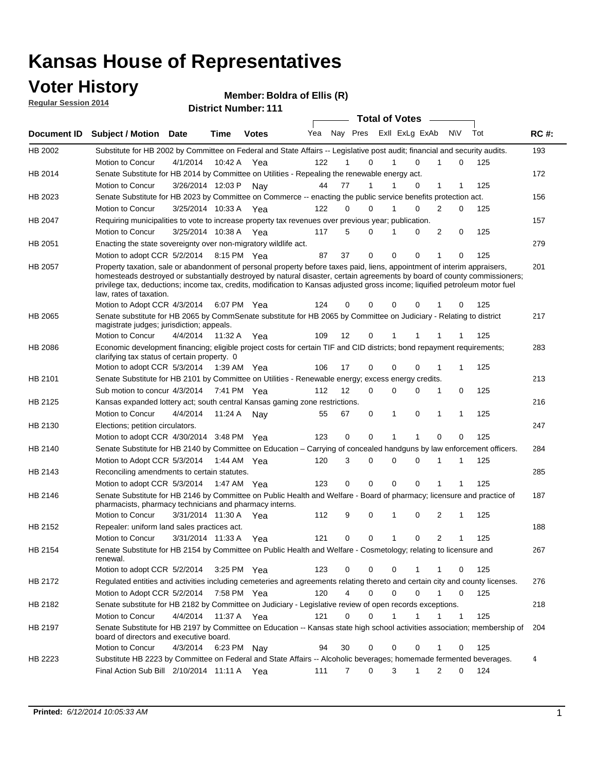# Kansas House of Representatives

## Voter History

**Regular Session 2014**

**Member: Boldra of Ellis (R)**

**District Number: 111**

| Document ID | Subject / Motion | Date | Time | Votes | Yea | Nay | Pres | ExII | ExLg | ExAb | N\V | Tot | RC #: |
|---|---|---|---|---|---|---|---|---|---|---|---|---|---|
| HB 2002 | Substitute for HB 2002 by Committee on Federal and State Affairs -- Legislative post audit; financial and security audits. | | | | | | | | | | | | 193 |
| | Motion to Concur | 4/1/2014 | 10:42 A | Yea | 122 | 1 | 0 | 1 | 0 | 1 | 0 | 125 | |
| HB 2014 | Senate Substitute for HB 2014 by Committee on Utilities - Repealing the renewable energy act. | | | | | | | | | | | | 172 |
| | Motion to Concur | 3/26/2014 | 12:03 P | Nay | 44 | 77 | 1 | 1 | 0 | 1 | 1 | 125 | |
| HB 2023 | Senate Substitute for HB 2023 by Committee on Commerce -- enacting the public service benefits protection act. | | | | | | | | | | | | 156 |
| | Motion to Concur | 3/25/2014 | 10:33 A | Yea | 122 | 0 | 0 | 1 | 0 | 2 | 0 | 125 | |
| HB 2047 | Requiring municipalities to vote to increase property tax revenues over previous year; publication. | | | | | | | | | | | | 157 |
| | Motion to Concur | 3/25/2014 | 10:38 A | Yea | 117 | 5 | 0 | 1 | 0 | 2 | 0 | 125 | |
| HB 2051 | Enacting the state sovereignty over non-migratory wildlife act. | | | | | | | | | | | | 279 |
| | Motion to adopt CCR | 5/2/2014 | 8:15 PM | Yea | 87 | 37 | 0 | 0 | 0 | 1 | 0 | 125 | |
| HB 2057 | Property taxation, sale or abandonment of personal property before taxes paid, liens, appointment of interim appraisers, homesteads destroyed or substantially destroyed by natural disaster, certain agreements by board of county commissioners; privilege tax, deductions; income tax, credits, modification to Kansas adjusted gross income; liquified petroleum motor fuel law, rates of taxation. | | | | | | | | | | | | 201 |
| | Motion to Adopt CCR | 4/3/2014 | 6:07 PM | Yea | 124 | 0 | 0 | 0 | 0 | 1 | 0 | 125 | |
| HB 2065 | Senate substitute for HB 2065 by CommSenate substitute for HB 2065 by Committee on Judiciary - Relating to district magistrate judges; jurisdiction; appeals. | | | | | | | | | | | | 217 |
| | Motion to Concur | 4/4/2014 | 11:32 A | Yea | 109 | 12 | 0 | 1 | 1 | 1 | 1 | 125 | |
| HB 2086 | Economic development financing; eligible project costs for certain TIF and CID districts; bond repayment requirements; clarifying tax status of certain property. 0 | | | | | | | | | | | | 283 |
| | Motion to adopt CCR | 5/3/2014 | 1:39 AM | Yea | 106 | 17 | 0 | 0 | 0 | 1 | 1 | 125 | |
| HB 2101 | Senate Substitute for HB 2101 by Committee on Utilities - Renewable energy; excess energy credits. | | | | | | | | | | | | 213 |
| | Sub motion to concur | 4/3/2014 | 7:41 PM | Yea | 112 | 12 | 0 | 0 | 0 | 1 | 0 | 125 | |
| HB 2125 | Kansas expanded lottery act; south central Kansas gaming zone restrictions. | | | | | | | | | | | | 216 |
| | Motion to Concur | 4/4/2014 | 11:24 A | Nay | 55 | 67 | 0 | 1 | 0 | 1 | 1 | 125 | |
| HB 2130 | Elections; petition circulators. | | | | | | | | | | | | 247 |
| | Motion to adopt CCR | 4/30/2014 | 3:48 PM | Yea | 123 | 0 | 0 | 1 | 1 | 0 | 0 | 125 | |
| HB 2140 | Senate Substitute for HB 2140 by Committee on Education – Carrying of concealed handguns by law enforcement officers. | | | | | | | | | | | | 284 |
| | Motion to Adopt CCR | 5/3/2014 | 1:44 AM | Yea | 120 | 3 | 0 | 0 | 0 | 1 | 1 | 125 | |
| HB 2143 | Reconciling amendments to certain statutes. | | | | | | | | | | | | 285 |
| | Motion to adopt CCR | 5/3/2014 | 1:47 AM | Yea | 123 | 0 | 0 | 0 | 0 | 1 | 1 | 125 | |
| HB 2146 | Senate Substitute for HB 2146 by Committee on Public Health and Welfare - Board of pharmacy; licensure and practice of pharmacists, pharmacy technicians and pharmacy interns. | | | | | | | | | | | | 187 |
| | Motion to Concur | 3/31/2014 | 11:30 A | Yea | 112 | 9 | 0 | 1 | 0 | 2 | 1 | 125 | |
| HB 2152 | Repealer: uniform land sales practices act. | | | | | | | | | | | | 188 |
| | Motion to Concur | 3/31/2014 | 11:33 A | Yea | 121 | 0 | 0 | 1 | 0 | 2 | 1 | 125 | |
| HB 2154 | Senate Substitute for HB 2154 by Committee on Public Health and Welfare - Cosmetology; relating to licensure and renewal. | | | | | | | | | | | | 267 |
| | Motion to adopt CCR | 5/2/2014 | 3:25 PM | Yea | 123 | 0 | 0 | 0 | 1 | 1 | 0 | 125 | |
| HB 2172 | Regulated entities and activities including cemeteries and agreements relating thereto and certain city and county licenses. | | | | | | | | | | | | 276 |
| | Motion to Adopt CCR | 5/2/2014 | 7:58 PM | Yea | 120 | 4 | 0 | 0 | 0 | 1 | 0 | 125 | |
| HB 2182 | Senate substitute for HB 2182 by Committee on Judiciary - Legislative review of open records exceptions. | | | | | | | | | | | | 218 |
| | Motion to Concur | 4/4/2014 | 11:37 A | Yea | 121 | 0 | 0 | 1 | 1 | 1 | 1 | 125 | |
| HB 2197 | Senate Substitute for HB 2197 by Committee on Education -- Kansas state high school activities association; membership of board of directors and executive board. | | | | | | | | | | | | 204 |
| | Motion to Concur | 4/3/2014 | 6:23 PM | Nay | 94 | 30 | 0 | 0 | 0 | 1 | 0 | 125 | |
| HB 2223 | Substitute HB 2223 by Committee on Federal and State Affairs -- Alcoholic beverages; homemade fermented beverages. | | | | | | | | | | | | 4 |
| | Final Action Sub Bill | 2/10/2014 | 11:11 A | Yea | 111 | 7 | 0 | 3 | 1 | 2 | 0 | 124 | |

**Printed:** *6/12/2014 10:05:33 AM*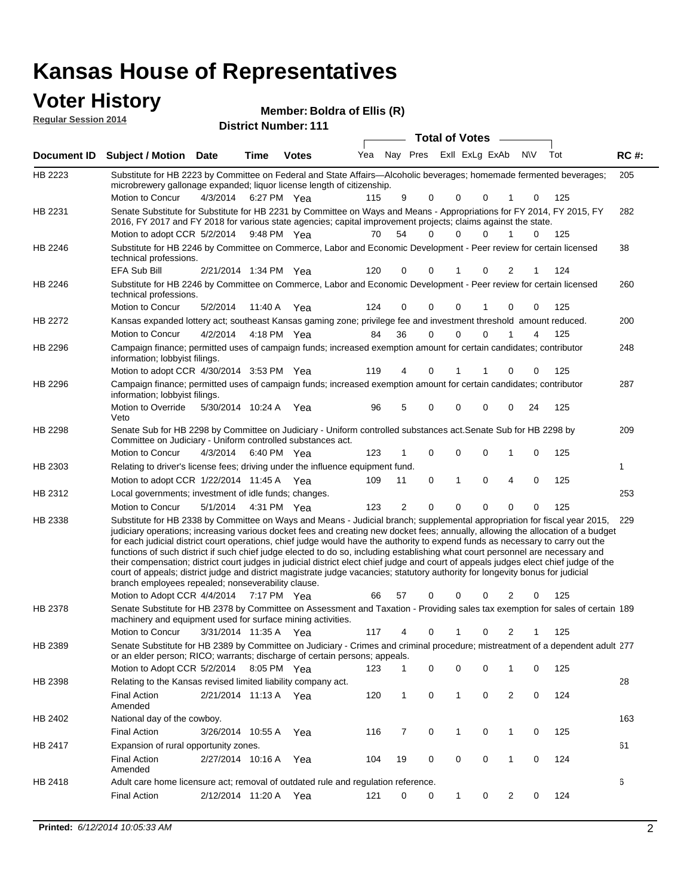# Kansas House of Representatives

## Voter History

**Regular Session 2014**

**Member: Boldra of Ellis (R)**

**District Number: 111**

| Document ID | Subject / Motion | Date | Time | Votes | Yea | Nay | Pres | ExII | ExLg | ExAb | N\V | Tot | RC #: |
|---|---|---|---|---|---|---|---|---|---|---|---|---|---|
| HB 2223 | Substitute for HB 2223 by Committee on Federal and State Affairs—Alcoholic beverages; homemade fermented beverages; microbrewery gallonage expanded; liquor license length of citizenship. | | | | | | | | | | | | 205 |
| | Motion to Concur | 4/3/2014 | 6:27 PM | Yea | 115 | 9 | 0 | 0 | 0 | 1 | 0 | 125 | |
| HB 2231 | Senate Substitute for Substitute for HB 2231 by Committee on Ways and Means - Appropriations for FY 2014, FY 2015, FY 2016, FY 2017 and FY 2018 for various state agencies; capital improvement projects; claims against the state. | | | | | | | | | | | | 282 |
| | Motion to adopt CCR | 5/2/2014 | 9:48 PM | Yea | 70 | 54 | 0 | 0 | 0 | 1 | 0 | 125 | |
| HB 2246 | Substitute for HB 2246 by Committee on Commerce, Labor and Economic Development - Peer review for certain licensed technical professions. | | | | | | | | | | | | 38 |
| | EFA Sub Bill | 2/21/2014 | 1:34 PM | Yea | 120 | 0 | 0 | 1 | 0 | 2 | 1 | 124 | |
| HB 2246 | Substitute for HB 2246 by Committee on Commerce, Labor and Economic Development - Peer review for certain licensed technical professions. | | | | | | | | | | | | 260 |
| | Motion to Concur | 5/2/2014 | 11:40 A | Yea | 124 | 0 | 0 | 0 | 1 | 0 | 0 | 125 | |
| HB 2272 | Kansas expanded lottery act; southeast Kansas gaming zone; privilege fee and investment threshold amount reduced. | | | | | | | | | | | | 200 |
| | Motion to Concur | 4/2/2014 | 4:18 PM | Yea | 84 | 36 | 0 | 0 | 0 | 1 | 4 | 125 | |
| HB 2296 | Campaign finance; permitted uses of campaign funds; increased exemption amount for certain candidates; contributor information; lobbyist filings. | | | | | | | | | | | | 248 |
| | Motion to adopt CCR | 4/30/2014 | 3:53 PM | Yea | 119 | 4 | 0 | 1 | 1 | 0 | 0 | 125 | |
| HB 2296 | Campaign finance; permitted uses of campaign funds; increased exemption amount for certain candidates; contributor information; lobbyist filings. | | | | | | | | | | | | 287 |
| | Motion to Override Veto | 5/30/2014 | 10:24 A | Yea | 96 | 5 | 0 | 0 | 0 | 0 | 24 | 125 | |
| HB 2298 | Senate Sub for HB 2298 by Committee on Judiciary - Uniform controlled substances act.Senate Sub for HB 2298 by Committee on Judiciary - Uniform controlled substances act. | | | | | | | | | | | | 209 |
| | Motion to Concur | 4/3/2014 | 6:40 PM | Yea | 123 | 1 | 0 | 0 | 0 | 1 | 0 | 125 | |
| HB 2303 | Relating to driver's license fees; driving under the influence equipment fund. | | | | | | | | | | | | 1 |
| | Motion to adopt CCR | 1/22/2014 | 11:45 A | Yea | 109 | 11 | 0 | 1 | 0 | 4 | 0 | 125 | |
| HB 2312 | Local governments; investment of idle funds; changes. | | | | | | | | | | | | 253 |
| | Motion to Concur | 5/1/2014 | 4:31 PM | Yea | 123 | 2 | 0 | 0 | 0 | 0 | 0 | 125 | |
| HB 2338 | Substitute for HB 2338 by Committee on Ways and Means - Judicial branch; supplemental appropriation for fiscal year 2015, judiciary operations; increasing various docket fees and creating new docket fees; annually, allowing the allocation of a budget for each judicial district court operations, chief judge would have the authority to expend funds as necessary to carry out the functions of such district if such chief judge elected to do so, including establishing what court personnel are necessary and their compensation; district court judges in judicial district elect chief judge and court of appeals judges elect chief judge of the court of appeals; district judge and district magistrate judge vacancies; statutory authority for longevity bonus for judicial branch employees repealed; nonseverability clause. | | | | | | | | | | | | 229 |
| | Motion to Adopt CCR | 4/4/2014 | 7:17 PM | Yea | 66 | 57 | 0 | 0 | 0 | 2 | 0 | 125 | |
| HB 2378 | Senate Substitute for HB 2378 by Committee on Assessment and Taxation - Providing sales tax exemption for sales of certain machinery and equipment used for surface mining activities. | | | | | | | | | | | | 189 |
| | Motion to Concur | 3/31/2014 | 11:35 A | Yea | 117 | 4 | 0 | 1 | 0 | 2 | 1 | 125 | |
| HB 2389 | Senate Substitute for HB 2389 by Committee on Judiciary - Crimes and criminal procedure; mistreatment of a dependent adult or an elder person; RICO; warrants; discharge of certain persons; appeals. | | | | | | | | | | | | 277 |
| | Motion to Adopt CCR | 5/2/2014 | 8:05 PM | Yea | 123 | 1 | 0 | 0 | 0 | 1 | 0 | 125 | |
| HB 2398 | Relating to the Kansas revised limited liability company act. | | | | | | | | | | | | 28 |
| | Final Action Amended | 2/21/2014 | 11:13 A | Yea | 120 | 1 | 0 | 1 | 0 | 2 | 0 | 124 | |
| HB 2402 | National day of the cowboy. | | | | | | | | | | | | 163 |
| | Final Action | 3/26/2014 | 10:55 A | Yea | 116 | 7 | 0 | 1 | 0 | 1 | 0 | 125 | |
| HB 2417 | Expansion of rural opportunity zones. | | | | | | | | | | | | 61 |
| | Final Action Amended | 2/27/2014 | 10:16 A | Yea | 104 | 19 | 0 | 0 | 0 | 1 | 0 | 124 | |
| HB 2418 | Adult care home licensure act; removal of outdated rule and regulation reference. | | | | | | | | | | | | 6 |
| | Final Action | 2/12/2014 | 11:20 A | Yea | 121 | 0 | 0 | 1 | 0 | 2 | 0 | 124 | |

**Printed:** *6/12/2014 10:05:33 AM*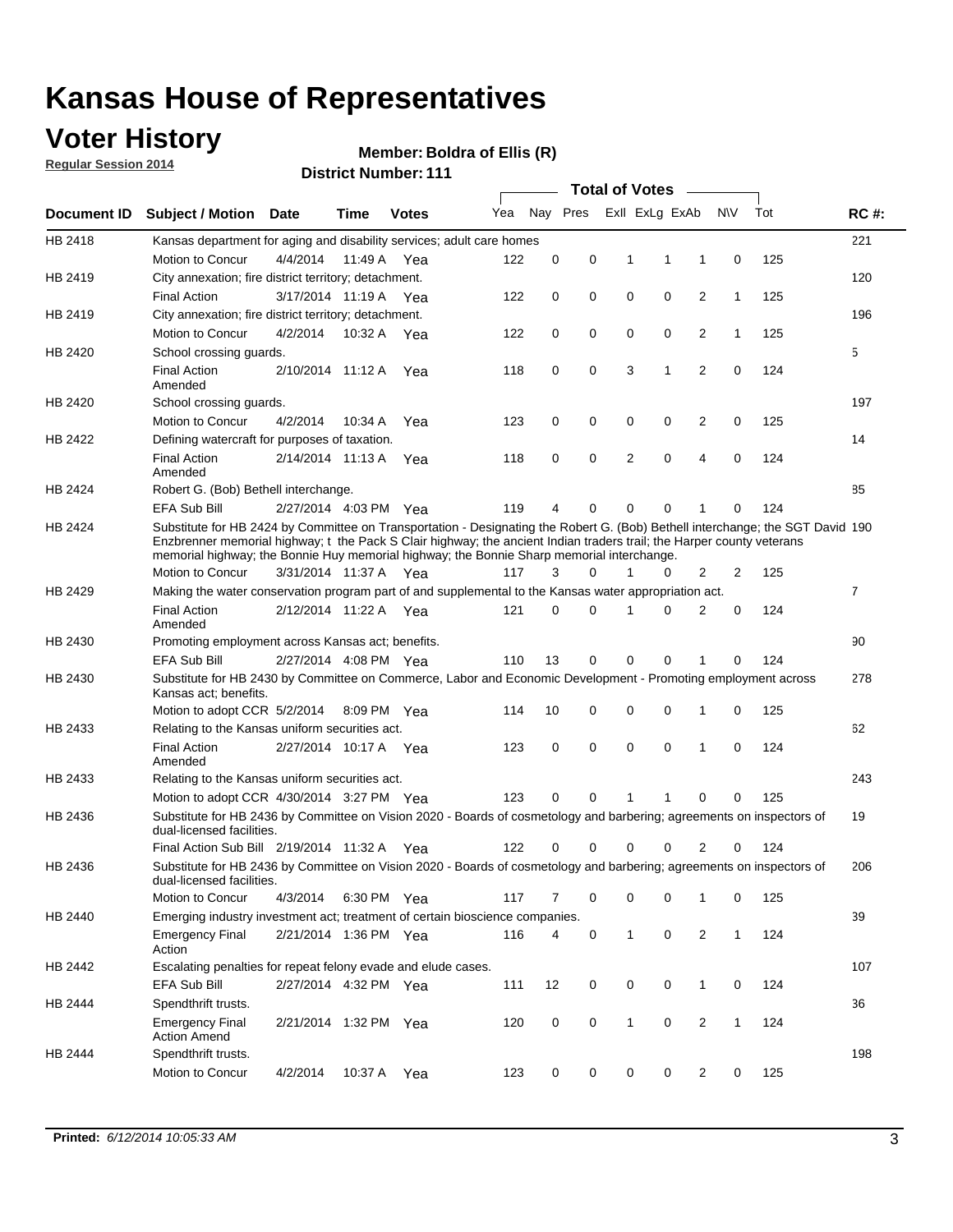# Kansas House of Representatives

## Voter History

**Regular Session 2014**

**Member: Boldra of Ellis (R)**

**District Number: 111**

| Document ID | Subject / Motion | Date | Time | Votes | Yea | Nay | Pres | ExII | ExLg | ExAb | N\V | Tot | RC #: |
|---|---|---|---|---|---|---|---|---|---|---|---|---|---|
| HB 2418 | Kansas department for aging and disability services; adult care homes | | | | | | | | | | | | 221 |
| | Motion to Concur | 4/4/2014 | 11:49 A | Yea | 122 | 0 | 0 | 1 | 1 | 1 | 0 | 125 | |
| HB 2419 | City annexation; fire district territory; detachment. | | | | | | | | | | | | 120 |
| | Final Action | 3/17/2014 | 11:19 A | Yea | 122 | 0 | 0 | 0 | 0 | 2 | 1 | 125 | |
| HB 2419 | City annexation; fire district territory; detachment. | | | | | | | | | | | | 196 |
| | Motion to Concur | 4/2/2014 | 10:32 A | Yea | 122 | 0 | 0 | 0 | 0 | 2 | 1 | 125 | |
| HB 2420 | School crossing guards. | | | | | | | | | | | | 5 |
| | Final Action Amended | 2/10/2014 | 11:12 A | Yea | 118 | 0 | 0 | 3 | 1 | 2 | 0 | 124 | |
| HB 2420 | School crossing guards. | | | | | | | | | | | | 197 |
| | Motion to Concur | 4/2/2014 | 10:34 A | Yea | 123 | 0 | 0 | 0 | 0 | 2 | 0 | 125 | |
| HB 2422 | Defining watercraft for purposes of taxation. | | | | | | | | | | | | 14 |
| | Final Action Amended | 2/14/2014 | 11:13 A | Yea | 118 | 0 | 0 | 2 | 0 | 4 | 0 | 124 | |
| HB 2424 | Robert G. (Bob) Bethell interchange. | | | | | | | | | | | | 85 |
| | EFA Sub Bill | 2/27/2014 | 4:03 PM | Yea | 119 | 4 | 0 | 0 | 0 | 1 | 0 | 124 | |
| HB 2424 | Substitute for HB 2424 by Committee on Transportation - Designating the Robert G. (Bob) Bethell interchange; the SGT David Enzbrenner memorial highway; t the Pack S Clair highway; the ancient Indian traders trail; the Harper county veterans memorial highway; the Bonnie Huy memorial highway; the Bonnie Sharp memorial interchange. | | | | | | | | | | | | 190 |
| | Motion to Concur | 3/31/2014 | 11:37 A | Yea | 117 | 3 | 0 | 1 | 0 | 2 | 2 | 125 | |
| HB 2429 | Making the water conservation program part of and supplemental to the Kansas water appropriation act. | | | | | | | | | | | | 7 |
| | Final Action Amended | 2/12/2014 | 11:22 A | Yea | 121 | 0 | 0 | 1 | 0 | 2 | 0 | 124 | |
| HB 2430 | Promoting employment across Kansas act; benefits. | | | | | | | | | | | | 90 |
| | EFA Sub Bill | 2/27/2014 | 4:08 PM | Yea | 110 | 13 | 0 | 0 | 0 | 1 | 0 | 124 | |
| HB 2430 | Substitute for HB 2430 by Committee on Commerce, Labor and Economic Development - Promoting employment across Kansas act; benefits. | | | | | | | | | | | | 278 |
| | Motion to adopt CCR | 5/2/2014 | 8:09 PM | Yea | 114 | 10 | 0 | 0 | 0 | 1 | 0 | 125 | |
| HB 2433 | Relating to the Kansas uniform securities act. | | | | | | | | | | | | 62 |
| | Final Action Amended | 2/27/2014 | 10:17 A | Yea | 123 | 0 | 0 | 0 | 0 | 1 | 0 | 124 | |
| HB 2433 | Relating to the Kansas uniform securities act. | | | | | | | | | | | | 243 |
| | Motion to adopt CCR | 4/30/2014 | 3:27 PM | Yea | 123 | 0 | 0 | 1 | 1 | 0 | 0 | 125 | |
| HB 2436 | Substitute for HB 2436 by Committee on Vision 2020 - Boards of cosmetology and barbering; agreements on inspectors of dual-licensed facilities. | | | | | | | | | | | | 19 |
| | Final Action Sub Bill | 2/19/2014 | 11:32 A | Yea | 122 | 0 | 0 | 0 | 0 | 2 | 0 | 124 | |
| HB 2436 | Substitute for HB 2436 by Committee on Vision 2020 - Boards of cosmetology and barbering; agreements on inspectors of dual-licensed facilities. | | | | | | | | | | | | 206 |
| | Motion to Concur | 4/3/2014 | 6:30 PM | Yea | 117 | 7 | 0 | 0 | 0 | 1 | 0 | 125 | |
| HB 2440 | Emerging industry investment act; treatment of certain bioscience companies. | | | | | | | | | | | | 39 |
| | Emergency Final Action | 2/21/2014 | 1:36 PM | Yea | 116 | 4 | 0 | 1 | 0 | 2 | 1 | 124 | |
| HB 2442 | Escalating penalties for repeat felony evade and elude cases. | | | | | | | | | | | | 107 |
| | EFA Sub Bill | 2/27/2014 | 4:32 PM | Yea | 111 | 12 | 0 | 0 | 0 | 1 | 0 | 124 | |
| HB 2444 | Spendthrift trusts. | | | | | | | | | | | | 36 |
| | Emergency Final Action Amend | 2/21/2014 | 1:32 PM | Yea | 120 | 0 | 0 | 1 | 0 | 2 | 1 | 124 | |
| HB 2444 | Spendthrift trusts. | | | | | | | | | | | | 198 |
| | Motion to Concur | 4/2/2014 | 10:37 A | Yea | 123 | 0 | 0 | 0 | 0 | 2 | 0 | 125 | |

**Printed:** *6/12/2014 10:05:33 AM*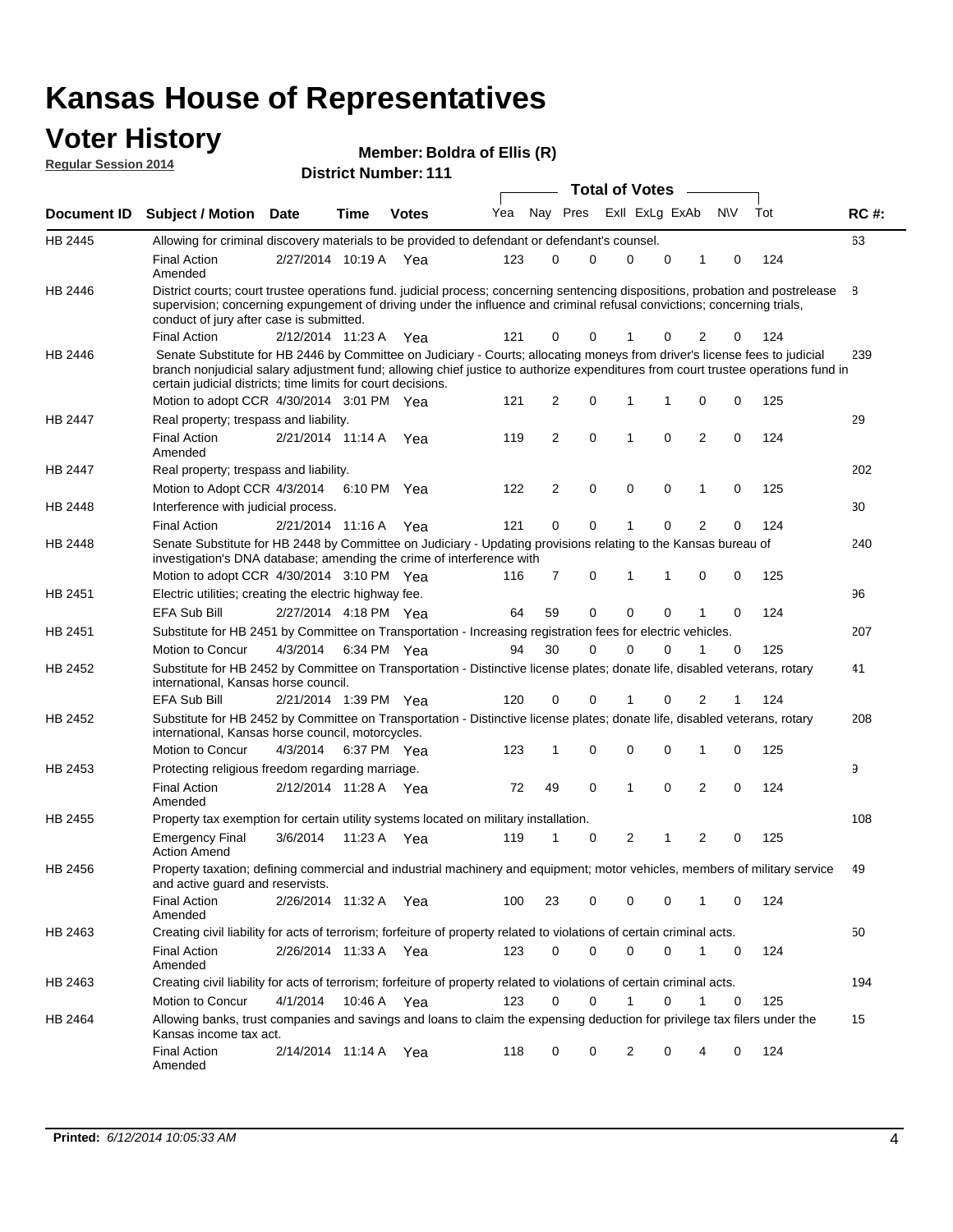# Kansas House of Representatives

## Voter History

**Regular Session 2014**

**Member: Boldra of Ellis (R)**

**District Number: 111**

| Document ID | Subject / Motion | Date | Time | Votes | Yea | Nay | Pres | ExlI | ExLg | ExAb | N\V | Tot | RC #: |
|---|---|---|---|---|---|---|---|---|---|---|---|---|---|
| HB 2445 | Allowing for criminal discovery materials to be provided to defendant or defendant's counsel. | | | | | | | | | | | | 63 |
| | Final Action Amended | 2/27/2014 | 10:19 A | Yea | 123 | 0 | 0 | 0 | 0 | 1 | 0 | 124 | |
| HB 2446 | District courts; court trustee operations fund. judicial process; concerning sentencing dispositions, probation and postrelease supervision; concerning expungement of driving under the influence and criminal refusal convictions; concerning trials, conduct of jury after case is submitted. | | | | | | | | | | | | 8 |
| | Final Action | 2/12/2014 | 11:23 A | Yea | 121 | 0 | 0 | 1 | 0 | 2 | 0 | 124 | |
| HB 2446 | Senate Substitute for HB 2446 by Committee on Judiciary - Courts; allocating moneys from driver's license fees to judicial branch nonjudicial salary adjustment fund; allowing chief justice to authorize expenditures from court trustee operations fund in certain judicial districts; time limits for court decisions. | | | | | | | | | | | | 239 |
| | Motion to adopt CCR | 4/30/2014 | 3:01 PM | Yea | 121 | 2 | 0 | 1 | 1 | 0 | 0 | 125 | |
| HB 2447 | Real property; trespass and liability. | | | | | | | | | | | | 29 |
| | Final Action Amended | 2/21/2014 | 11:14 A | Yea | 119 | 2 | 0 | 1 | 0 | 2 | 0 | 124 | |
| HB 2447 | Real property; trespass and liability. | | | | | | | | | | | | 202 |
| | Motion to Adopt CCR | 4/3/2014 | 6:10 PM | Yea | 122 | 2 | 0 | 0 | 0 | 1 | 0 | 125 | |
| HB 2448 | Interference with judicial process. | | | | | | | | | | | | 30 |
| | Final Action | 2/21/2014 | 11:16 A | Yea | 121 | 0 | 0 | 1 | 0 | 2 | 0 | 124 | |
| HB 2448 | Senate Substitute for HB 2448 by Committee on Judiciary - Updating provisions relating to the Kansas bureau of investigation's DNA database; amending the crime of interference with | | | | | | | | | | | | 240 |
| | Motion to adopt CCR | 4/30/2014 | 3:10 PM | Yea | 116 | 7 | 0 | 1 | 1 | 0 | 0 | 125 | |
| HB 2451 | Electric utilities; creating the electric highway fee. | | | | | | | | | | | | 96 |
| | EFA Sub Bill | 2/27/2014 | 4:18 PM | Yea | 64 | 59 | 0 | 0 | 0 | 1 | 0 | 124 | |
| HB 2451 | Substitute for HB 2451 by Committee on Transportation - Increasing registration fees for electric vehicles. | | | | | | | | | | | | 207 |
| | Motion to Concur | 4/3/2014 | 6:34 PM | Yea | 94 | 30 | 0 | 0 | 0 | 1 | 0 | 125 | |
| HB 2452 | Substitute for HB 2452 by Committee on Transportation - Distinctive license plates; donate life, disabled veterans, rotary international, Kansas horse council. | | | | | | | | | | | | 41 |
| | EFA Sub Bill | 2/21/2014 | 1:39 PM | Yea | 120 | 0 | 0 | 1 | 0 | 2 | 1 | 124 | |
| HB 2452 | Substitute for HB 2452 by Committee on Transportation - Distinctive license plates; donate life, disabled veterans, rotary international, Kansas horse council, motorcycles. | | | | | | | | | | | | 208 |
| | Motion to Concur | 4/3/2014 | 6:37 PM | Yea | 123 | 1 | 0 | 0 | 0 | 1 | 0 | 125 | |
| HB 2453 | Protecting religious freedom regarding marriage. | | | | | | | | | | | | 9 |
| | Final Action Amended | 2/12/2014 | 11:28 A | Yea | 72 | 49 | 0 | 1 | 0 | 2 | 0 | 124 | |
| HB 2455 | Property tax exemption for certain utility systems located on military installation. | | | | | | | | | | | | 108 |
| | Emergency Final Action Amend | 3/6/2014 | 11:23 A | Yea | 119 | 1 | 0 | 2 | 1 | 2 | 0 | 125 | |
| HB 2456 | Property taxation; defining commercial and industrial machinery and equipment; motor vehicles, members of military service and active guard and reservists. | | | | | | | | | | | | 49 |
| | Final Action Amended | 2/26/2014 | 11:32 A | Yea | 100 | 23 | 0 | 0 | 0 | 1 | 0 | 124 | |
| HB 2463 | Creating civil liability for acts of terrorism; forfeiture of property related to violations of certain criminal acts. | | | | | | | | | | | | 50 |
| | Final Action Amended | 2/26/2014 | 11:33 A | Yea | 123 | 0 | 0 | 0 | 0 | 1 | 0 | 124 | |
| HB 2463 | Creating civil liability for acts of terrorism; forfeiture of property related to violations of certain criminal acts. | | | | | | | | | | | | 194 |
| | Motion to Concur | 4/1/2014 | 10:46 A | Yea | 123 | 0 | 0 | 1 | 0 | 1 | 0 | 125 | |
| HB 2464 | Allowing banks, trust companies and savings and loans to claim the expensing deduction for privilege tax filers under the Kansas income tax act. | | | | | | | | | | | | 15 |
| | Final Action Amended | 2/14/2014 | 11:14 A | Yea | 118 | 0 | 0 | 2 | 0 | 4 | 0 | 124 | |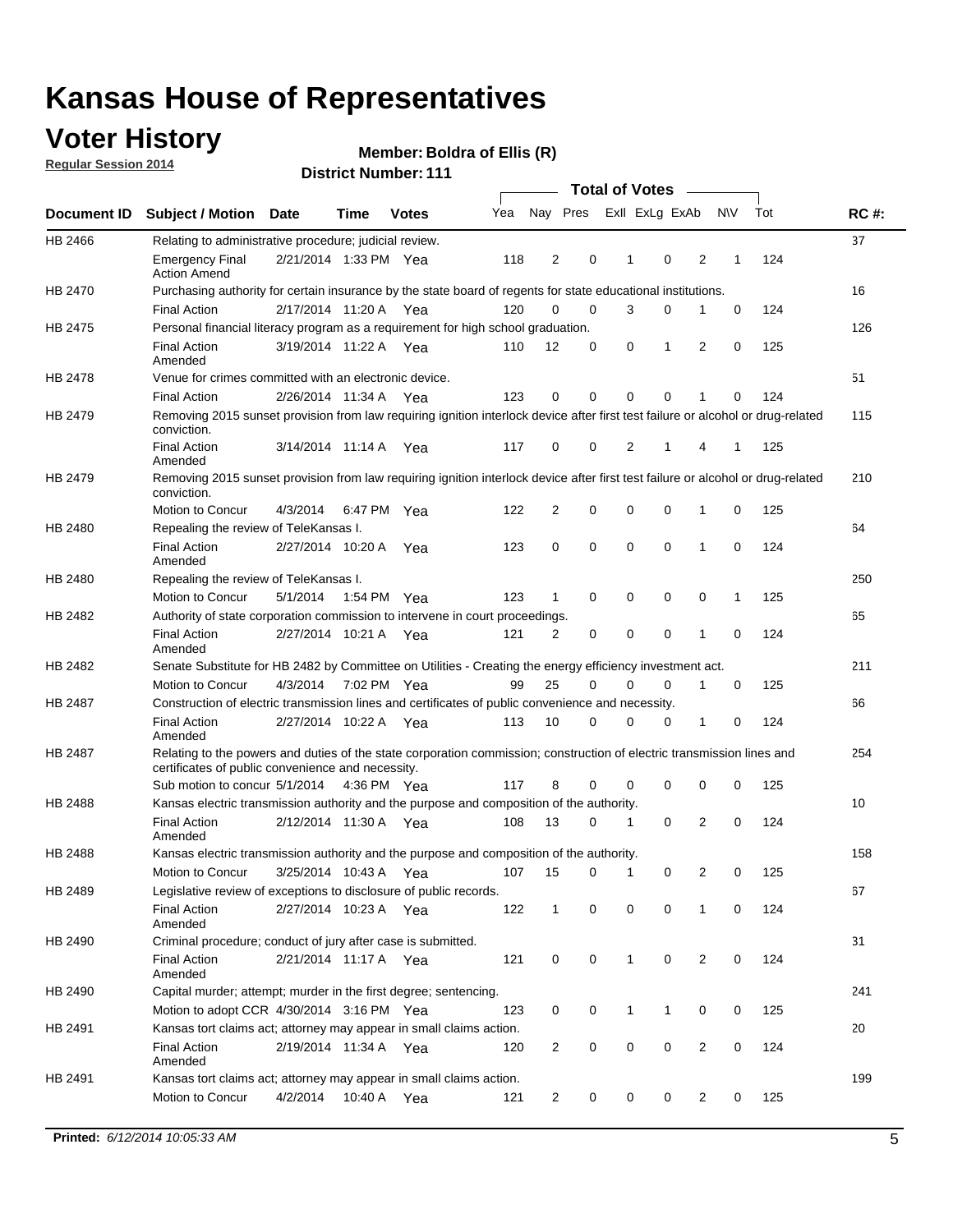# Kansas House of Representatives

## Voter History

**Regular Session 2014**

**Member: Boldra of Ellis (R)**

**District Number: 111**

| Document ID | Subject / Motion | Date | Time | Votes | Yea | Nay | Pres | ExII | ExLg | ExAb | N\V | Tot | RC #: |
|---|---|---|---|---|---|---|---|---|---|---|---|---|---|
| HB 2466 | Relating to administrative procedure; judicial review. | | | | | | | | | | | | 37 |
| | Emergency Final Action Amend | 2/21/2014 | 1:33 PM | Yea | 118 | 2 | 0 | 1 | 0 | 2 | 1 | 124 | |
| HB 2470 | Purchasing authority for certain insurance by the state board of regents for state educational institutions. | | | | | | | | | | | | 16 |
| | Final Action | 2/17/2014 | 11:20 A | Yea | 120 | 0 | 0 | 3 | 0 | 1 | 0 | 124 | |
| HB 2475 | Personal financial literacy program as a requirement for high school graduation. | | | | | | | | | | | | 126 |
| | Final Action Amended | 3/19/2014 | 11:22 A | Yea | 110 | 12 | 0 | 0 | 1 | 2 | 0 | 125 | |
| HB 2478 | Venue for crimes committed with an electronic device. | | | | | | | | | | | | 51 |
| | Final Action | 2/26/2014 | 11:34 A | Yea | 123 | 0 | 0 | 0 | 0 | 1 | 0 | 124 | |
| HB 2479 | Removing 2015 sunset provision from law requiring ignition interlock device after first test failure or alcohol or drug-related conviction. | | | | | | | | | | | | 115 |
| | Final Action Amended | 3/14/2014 | 11:14 A | Yea | 117 | 0 | 0 | 2 | 1 | 4 | 1 | 125 | |
| HB 2479 | Removing 2015 sunset provision from law requiring ignition interlock device after first test failure or alcohol or drug-related conviction. | | | | | | | | | | | | 210 |
| | Motion to Concur | 4/3/2014 | 6:47 PM | Yea | 122 | 2 | 0 | 0 | 0 | 1 | 0 | 125 | |
| HB 2480 | Repealing the review of TeleKansas I. | | | | | | | | | | | | 64 |
| | Final Action Amended | 2/27/2014 | 10:20 A | Yea | 123 | 0 | 0 | 0 | 0 | 1 | 0 | 124 | |
| HB 2480 | Repealing the review of TeleKansas I. | | | | | | | | | | | | 250 |
| | Motion to Concur | 5/1/2014 | 1:54 PM | Yea | 123 | 1 | 0 | 0 | 0 | 0 | 1 | 125 | |
| HB 2482 | Authority of state corporation commission to intervene in court proceedings. | | | | | | | | | | | | 65 |
| | Final Action Amended | 2/27/2014 | 10:21 A | Yea | 121 | 2 | 0 | 0 | 0 | 1 | 0 | 124 | |
| HB 2482 | Senate Substitute for HB 2482 by Committee on Utilities - Creating the energy efficiency investment act. | | | | | | | | | | | | 211 |
| | Motion to Concur | 4/3/2014 | 7:02 PM | Yea | 99 | 25 | 0 | 0 | 0 | 1 | 0 | 125 | |
| HB 2487 | Construction of electric transmission lines and certificates of public convenience and necessity. | | | | | | | | | | | | 66 |
| | Final Action Amended | 2/27/2014 | 10:22 A | Yea | 113 | 10 | 0 | 0 | 0 | 1 | 0 | 124 | |
| HB 2487 | Relating to the powers and duties of the state corporation commission; construction of electric transmission lines and certificates of public convenience and necessity. | | | | | | | | | | | | 254 |
| | Sub motion to concur | 5/1/2014 | 4:36 PM | Yea | 117 | 8 | 0 | 0 | 0 | 0 | 0 | 125 | |
| HB 2488 | Kansas electric transmission authority and the purpose and composition of the authority. | | | | | | | | | | | | 10 |
| | Final Action Amended | 2/12/2014 | 11:30 A | Yea | 108 | 13 | 0 | 1 | 0 | 2 | 0 | 124 | |
| HB 2488 | Kansas electric transmission authority and the purpose and composition of the authority. | | | | | | | | | | | | 158 |
| | Motion to Concur | 3/25/2014 | 10:43 A | Yea | 107 | 15 | 0 | 1 | 0 | 2 | 0 | 125 | |
| HB 2489 | Legislative review of exceptions to disclosure of public records. | | | | | | | | | | | | 67 |
| | Final Action Amended | 2/27/2014 | 10:23 A | Yea | 122 | 1 | 0 | 0 | 0 | 1 | 0 | 124 | |
| HB 2490 | Criminal procedure; conduct of jury after case is submitted. | | | | | | | | | | | | 31 |
| | Final Action Amended | 2/21/2014 | 11:17 A | Yea | 121 | 0 | 0 | 1 | 0 | 2 | 0 | 124 | |
| HB 2490 | Capital murder; attempt; murder in the first degree; sentencing. | | | | | | | | | | | | 241 |
| | Motion to adopt CCR | 4/30/2014 | 3:16 PM | Yea | 123 | 0 | 0 | 1 | 1 | 0 | 0 | 125 | |
| HB 2491 | Kansas tort claims act; attorney may appear in small claims action. | | | | | | | | | | | | 20 |
| | Final Action Amended | 2/19/2014 | 11:34 A | Yea | 120 | 2 | 0 | 0 | 0 | 2 | 0 | 124 | |
| HB 2491 | Kansas tort claims act; attorney may appear in small claims action. | | | | | | | | | | | | 199 |
| | Motion to Concur | 4/2/2014 | 10:40 A | Yea | 121 | 2 | 0 | 0 | 0 | 2 | 0 | 125 | |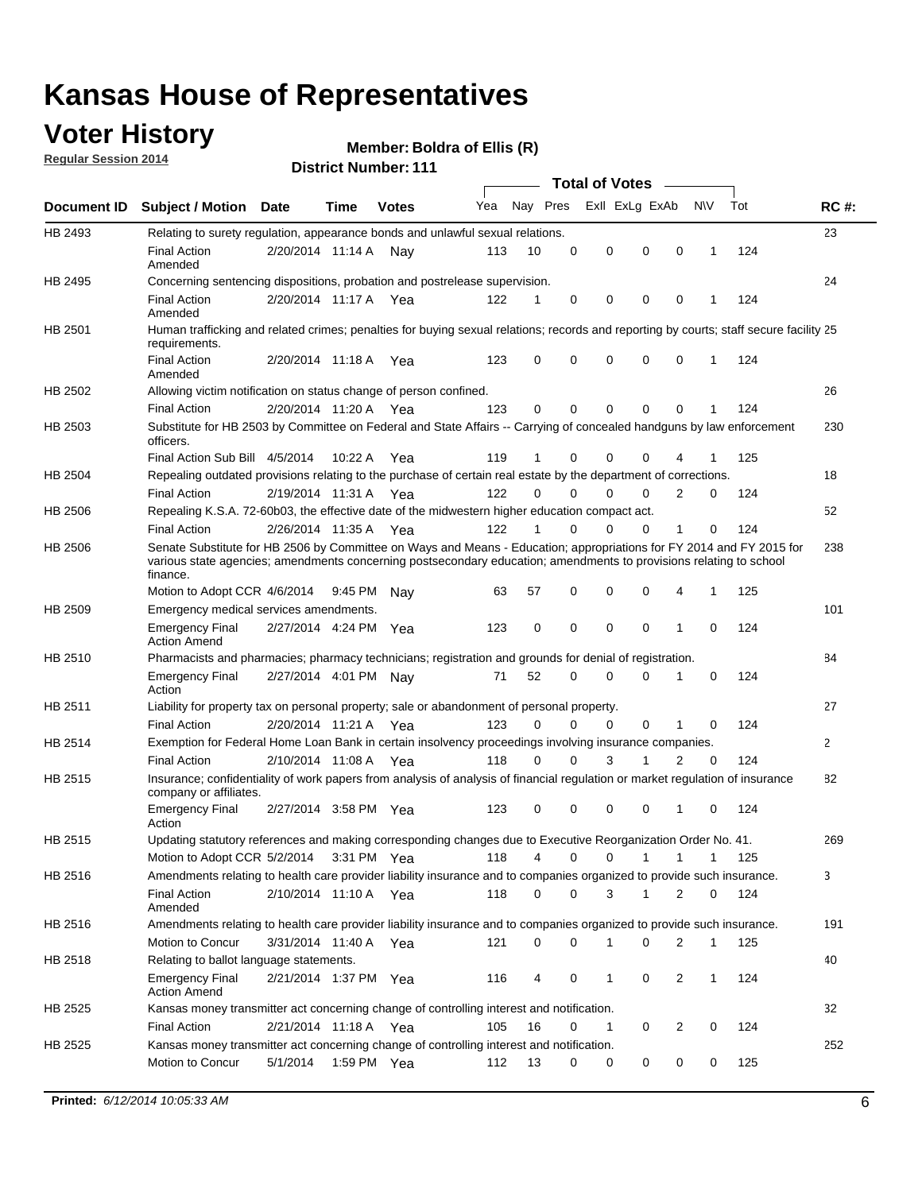# Kansas House of Representatives

## Voter History

**Regular Session 2014**

**Member: Boldra of Ellis (R)**

**District Number: 111**

| Document ID | Subject / Motion | Date | Time | Votes | Yea | Nay | Pres | ExII | ExLg | ExAb | N\V | Tot | RC #: |
|---|---|---|---|---|---|---|---|---|---|---|---|---|---|
| HB 2493 | Relating to surety regulation, appearance bonds and unlawful sexual relations. | | | | | | | | | | | | 23 |
| | Final Action Amended | 2/20/2014 | 11:14 A | Nay | 113 | 10 | 0 | 0 | 0 | 0 | 1 | 124 | |
| HB 2495 | Concerning sentencing dispositions, probation and postrelease supervision. | | | | | | | | | | | | 24 |
| | Final Action Amended | 2/20/2014 | 11:17 A | Yea | 122 | 1 | 0 | 0 | 0 | 0 | 1 | 124 | |
| HB 2501 | Human trafficking and related crimes; penalties for buying sexual relations; records and reporting by courts; staff secure facility requirements. | | | | | | | | | | | | 25 |
| | Final Action Amended | 2/20/2014 | 11:18 A | Yea | 123 | 0 | 0 | 0 | 0 | 0 | 1 | 124 | |
| HB 2502 | Allowing victim notification on status change of person confined. | | | | | | | | | | | | 26 |
| | Final Action | 2/20/2014 | 11:20 A | Yea | 123 | 0 | 0 | 0 | 0 | 0 | 1 | 124 | |
| HB 2503 | Substitute for HB 2503 by Committee on Federal and State Affairs -- Carrying of concealed handguns by law enforcement officers. | | | | | | | | | | | | 230 |
| | Final Action Sub Bill | 4/5/2014 | 10:22 A | Yea | 119 | 1 | 0 | 0 | 0 | 4 | 1 | 125 | |
| HB 2504 | Repealing outdated provisions relating to the purchase of certain real estate by the department of corrections. | | | | | | | | | | | | 18 |
| | Final Action | 2/19/2014 | 11:31 A | Yea | 122 | 0 | 0 | 0 | 0 | 2 | 0 | 124 | |
| HB 2506 | Repealing K.S.A. 72-60b03, the effective date of the midwestern higher education compact act. | | | | | | | | | | | | 52 |
| | Final Action | 2/26/2014 | 11:35 A | Yea | 122 | 1 | 0 | 0 | 0 | 1 | 0 | 124 | |
| HB 2506 | Senate Substitute for HB 2506 by Committee on Ways and Means - Education; appropriations for FY 2014 and FY 2015 for various state agencies; amendments concerning postsecondary education; amendments to provisions relating to school finance. | | | | | | | | | | | | 238 |
| | Motion to Adopt CCR | 4/6/2014 | 9:45 PM | Nay | 63 | 57 | 0 | 0 | 0 | 4 | 1 | 125 | |
| HB 2509 | Emergency medical services amendments. | | | | | | | | | | | | 101 |
| | Emergency Final Action Amend | 2/27/2014 | 4:24 PM | Yea | 123 | 0 | 0 | 0 | 0 | 1 | 0 | 124 | |
| HB 2510 | Pharmacists and pharmacies; pharmacy technicians; registration and grounds for denial of registration. | | | | | | | | | | | | 84 |
| | Emergency Final Action | 2/27/2014 | 4:01 PM | Nay | 71 | 52 | 0 | 0 | 0 | 1 | 0 | 124 | |
| HB 2511 | Liability for property tax on personal property; sale or abandonment of personal property. | | | | | | | | | | | | 27 |
| | Final Action | 2/20/2014 | 11:21 A | Yea | 123 | 0 | 0 | 0 | 0 | 1 | 0 | 124 | |
| HB 2514 | Exemption for Federal Home Loan Bank in certain insolvency proceedings involving insurance companies. | | | | | | | | | | | | 2 |
| | Final Action | 2/10/2014 | 11:08 A | Yea | 118 | 0 | 0 | 3 | 1 | 2 | 0 | 124 | |
| HB 2515 | Insurance; confidentiality of work papers from analysis of analysis of financial regulation or market regulation of insurance company or affiliates. | | | | | | | | | | | | 82 |
| | Emergency Final Action | 2/27/2014 | 3:58 PM | Yea | 123 | 0 | 0 | 0 | 0 | 1 | 0 | 124 | |
| HB 2515 | Updating statutory references and making corresponding changes due to Executive Reorganization Order No. 41. | | | | | | | | | | | | 269 |
| | Motion to Adopt CCR | 5/2/2014 | 3:31 PM | Yea | 118 | 4 | 0 | 0 | 1 | 1 | 1 | 125 | |
| HB 2516 | Amendments relating to health care provider liability insurance and to companies organized to provide such insurance. | | | | | | | | | | | | 3 |
| | Final Action Amended | 2/10/2014 | 11:10 A | Yea | 118 | 0 | 0 | 3 | 1 | 2 | 0 | 124 | |
| HB 2516 | Amendments relating to health care provider liability insurance and to companies organized to provide such insurance. | | | | | | | | | | | | 191 |
| | Motion to Concur | 3/31/2014 | 11:40 A | Yea | 121 | 0 | 0 | 1 | 0 | 2 | 1 | 125 | |
| HB 2518 | Relating to ballot language statements. | | | | | | | | | | | | 40 |
| | Emergency Final Action Amend | 2/21/2014 | 1:37 PM | Yea | 116 | 4 | 0 | 1 | 0 | 2 | 1 | 124 | |
| HB 2525 | Kansas money transmitter act concerning change of controlling interest and notification. | | | | | | | | | | | | 32 |
| | Final Action | 2/21/2014 | 11:18 A | Yea | 105 | 16 | 0 | 1 | 0 | 2 | 0 | 124 | |
| HB 2525 | Kansas money transmitter act concerning change of controlling interest and notification. | | | | | | | | | | | | 252 |
| | Motion to Concur | 5/1/2014 | 1:59 PM | Yea | 112 | 13 | 0 | 0 | 0 | 0 | 0 | 125 | |

**Printed:** *6/12/2014 10:05:33 AM*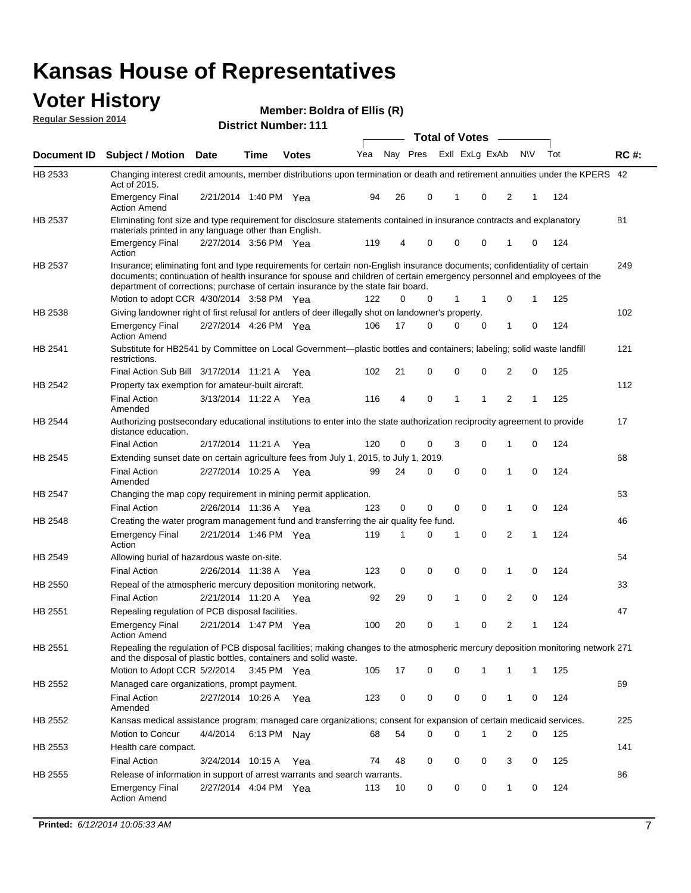# Kansas House of Representatives

## Voter History

**Regular Session 2014**

**Member: Boldra of Ellis (R)**

**District Number: 111**

| Document ID | Subject / Motion | Date | Time | Votes | Yea | Nay | Pres | ExII | ExLg | ExAb | N\V | Tot | RC #: |
|---|---|---|---|---|---|---|---|---|---|---|---|---|---|
| HB 2533 | Changing interest credit amounts, member distributions upon termination or death and retirement annuities under the KPERS Act of 2015. | | | | | | | | | | | | 42 |
| | Emergency Final Action Amend | 2/21/2014 | 1:40 PM | Yea | 94 | 26 | 0 | 1 | 0 | 2 | 1 | 124 | |
| HB 2537 | Eliminating font size and type requirement for disclosure statements contained in insurance contracts and explanatory materials printed in any language other than English. | | | | | | | | | | | | 81 |
| | Emergency Final Action | 2/27/2014 | 3:56 PM | Yea | 119 | 4 | 0 | 0 | 0 | 1 | 0 | 124 | |
| HB 2537 | Insurance; eliminating font and type requirements for certain non-English insurance documents; confidentiality of certain documents; continuation of health insurance for spouse and children of certain emergency personnel and employees of the department of corrections; purchase of certain insurance by the state fair board. | | | | | | | | | | | | 249 |
| | Motion to adopt CCR | 4/30/2014 | 3:58 PM | Yea | 122 | 0 | 0 | 1 | 1 | 0 | 1 | 125 | |
| HB 2538 | Giving landowner right of first refusal for antlers of deer illegally shot on landowner's property. | | | | | | | | | | | | 102 |
| | Emergency Final Action Amend | 2/27/2014 | 4:26 PM | Yea | 106 | 17 | 0 | 0 | 0 | 1 | 0 | 124 | |
| HB 2541 | Substitute for HB2541 by Committee on Local Government—plastic bottles and containers; labeling; solid waste landfill restrictions. | | | | | | | | | | | | 121 |
| | Final Action Sub Bill | 3/17/2014 | 11:21 A | Yea | 102 | 21 | 0 | 0 | 0 | 2 | 0 | 125 | |
| HB 2542 | Property tax exemption for amateur-built aircraft. | | | | | | | | | | | | 112 |
| | Final Action Amended | 3/13/2014 | 11:22 A | Yea | 116 | 4 | 0 | 1 | 1 | 2 | 1 | 125 | |
| HB 2544 | Authorizing postsecondary educational institutions to enter into the state authorization reciprocity agreement to provide distance education. | | | | | | | | | | | | 17 |
| | Final Action | 2/17/2014 | 11:21 A | Yea | 120 | 0 | 0 | 3 | 0 | 1 | 0 | 124 | |
| HB 2545 | Extending sunset date on certain agriculture fees from July 1, 2015, to July 1, 2019. | | | | | | | | | | | | 68 |
| | Final Action Amended | 2/27/2014 | 10:25 A | Yea | 99 | 24 | 0 | 0 | 0 | 1 | 0 | 124 | |
| HB 2547 | Changing the map copy requirement in mining permit application. | | | | | | | | | | | | 53 |
| | Final Action | 2/26/2014 | 11:36 A | Yea | 123 | 0 | 0 | 0 | 0 | 1 | 0 | 124 | |
| HB 2548 | Creating the water program management fund and transferring the air quality fee fund. | | | | | | | | | | | | 46 |
| | Emergency Final Action | 2/21/2014 | 1:46 PM | Yea | 119 | 1 | 0 | 1 | 0 | 2 | 1 | 124 | |
| HB 2549 | Allowing burial of hazardous waste on-site. | | | | | | | | | | | | 54 |
| | Final Action | 2/26/2014 | 11:38 A | Yea | 123 | 0 | 0 | 0 | 0 | 1 | 0 | 124 | |
| HB 2550 | Repeal of the atmospheric mercury deposition monitoring network. | | | | | | | | | | | | 33 |
| | Final Action | 2/21/2014 | 11:20 A | Yea | 92 | 29 | 0 | 1 | 0 | 2 | 0 | 124 | |
| HB 2551 | Repealing regulation of PCB disposal facilities. | | | | | | | | | | | | 47 |
| | Emergency Final Action Amend | 2/21/2014 | 1:47 PM | Yea | 100 | 20 | 0 | 1 | 0 | 2 | 1 | 124 | |
| HB 2551 | Repealing the regulation of PCB disposal facilities; making changes to the atmospheric mercury deposition monitoring network and the disposal of plastic bottles, containers and solid waste. | | | | | | | | | | | | 271 |
| | Motion to Adopt CCR | 5/2/2014 | 3:45 PM | Yea | 105 | 17 | 0 | 0 | 1 | 1 | 1 | 125 | |
| HB 2552 | Managed care organizations, prompt payment. | | | | | | | | | | | | 69 |
| | Final Action Amended | 2/27/2014 | 10:26 A | Yea | 123 | 0 | 0 | 0 | 0 | 1 | 0 | 124 | |
| HB 2552 | Kansas medical assistance program; managed care organizations; consent for expansion of certain medicaid services. | | | | | | | | | | | | 225 |
| | Motion to Concur | 4/4/2014 | 6:13 PM | Nay | 68 | 54 | 0 | 0 | 1 | 2 | 0 | 125 | |
| HB 2553 | Health care compact. | | | | | | | | | | | | 141 |
| | Final Action | 3/24/2014 | 10:15 A | Yea | 74 | 48 | 0 | 0 | 0 | 3 | 0 | 125 | |
| HB 2555 | Release of information in support of arrest warrants and search warrants. | | | | | | | | | | | | 86 |
| | Emergency Final Action Amend | 2/27/2014 | 4:04 PM | Yea | 113 | 10 | 0 | 0 | 0 | 1 | 0 | 124 | |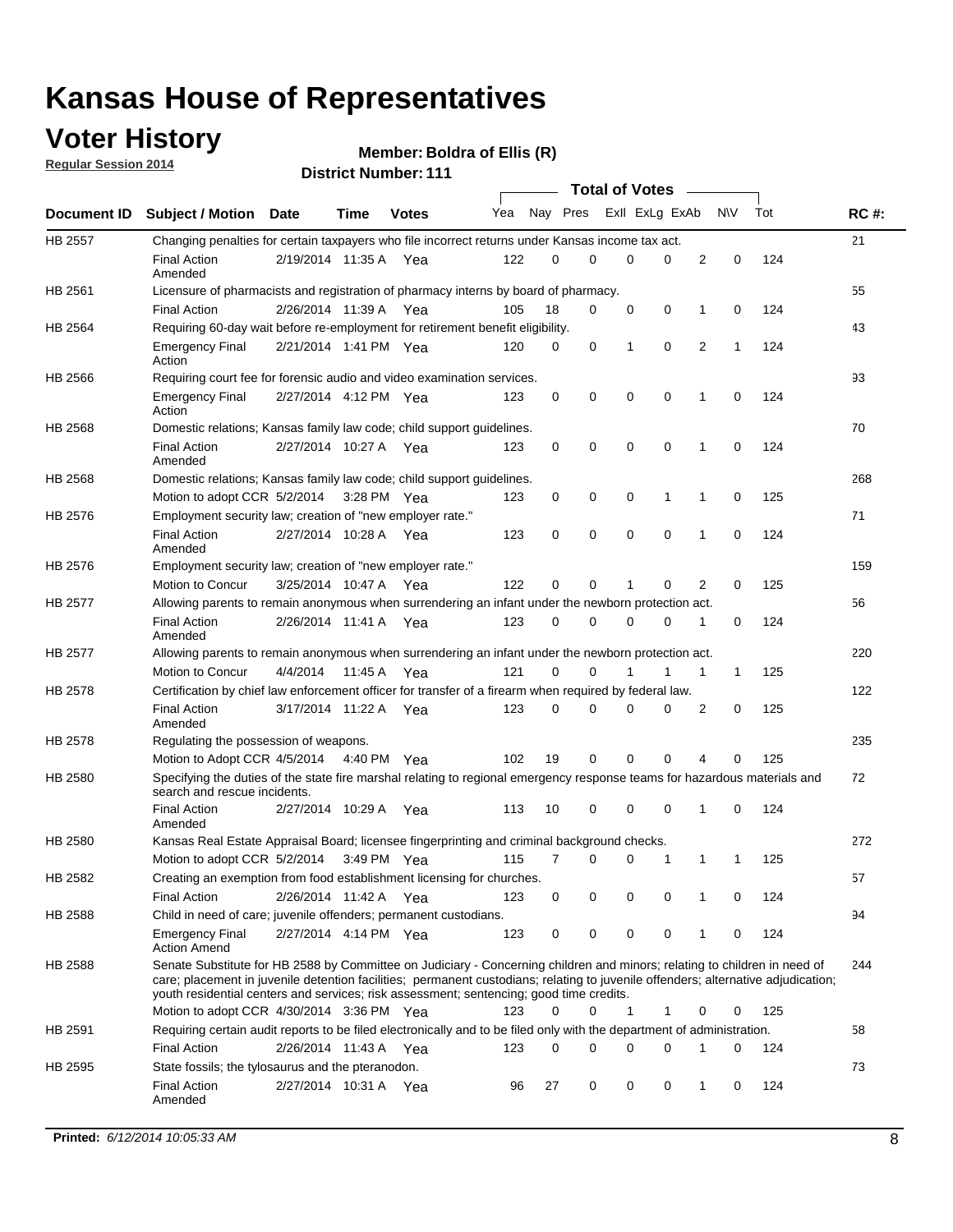# Kansas House of Representatives

## Voter History

**Regular Session 2014**

**Member: Boldra of Ellis (R)**

**District Number: 111**

| Document ID | Subject / Motion | Date | Time | Votes | Yea | Nay | Pres | ExII | ExLg | ExAb | N\V | Tot | RC #: |
|---|---|---|---|---|---|---|---|---|---|---|---|---|---|
| HB 2557 | Changing penalties for certain taxpayers who file incorrect returns under Kansas income tax act. | | | | | | | | | | | | 21 |
| | Final Action Amended | 2/19/2014 | 11:35 A | Yea | 122 | 0 | 0 | 0 | 0 | 2 | 0 | 124 | |
| HB 2561 | Licensure of pharmacists and registration of pharmacy interns by board of pharmacy. | | | | | | | | | | | | 55 |
| | Final Action | 2/26/2014 | 11:39 A | Yea | 105 | 18 | 0 | 0 | 0 | 1 | 0 | 124 | |
| HB 2564 | Requiring 60-day wait before re-employment for retirement benefit eligibility. | | | | | | | | | | | | 43 |
| | Emergency Final Action | 2/21/2014 | 1:41 PM | Yea | 120 | 0 | 0 | 1 | 0 | 2 | 1 | 124 | |
| HB 2566 | Requiring court fee for forensic audio and video examination services. | | | | | | | | | | | | 93 |
| | Emergency Final Action | 2/27/2014 | 4:12 PM | Yea | 123 | 0 | 0 | 0 | 0 | 1 | 0 | 124 | |
| HB 2568 | Domestic relations; Kansas family law code; child support guidelines. | | | | | | | | | | | | 70 |
| | Final Action Amended | 2/27/2014 | 10:27 A | Yea | 123 | 0 | 0 | 0 | 0 | 1 | 0 | 124 | |
| HB 2568 | Domestic relations; Kansas family law code; child support guidelines. | | | | | | | | | | | | 268 |
| | Motion to adopt CCR | 5/2/2014 | 3:28 PM | Yea | 123 | 0 | 0 | 0 | 1 | 1 | 0 | 125 | |
| HB 2576 | Employment security law; creation of "new employer rate." | | | | | | | | | | | | 71 |
| | Final Action Amended | 2/27/2014 | 10:28 A | Yea | 123 | 0 | 0 | 0 | 0 | 1 | 0 | 124 | |
| HB 2576 | Employment security law; creation of "new employer rate." | | | | | | | | | | | | 159 |
| | Motion to Concur | 3/25/2014 | 10:47 A | Yea | 122 | 0 | 0 | 1 | 0 | 2 | 0 | 125 | |
| HB 2577 | Allowing parents to remain anonymous when surrendering an infant under the newborn protection act. | | | | | | | | | | | | 56 |
| | Final Action Amended | 2/26/2014 | 11:41 A | Yea | 123 | 0 | 0 | 0 | 0 | 1 | 0 | 124 | |
| HB 2577 | Allowing parents to remain anonymous when surrendering an infant under the newborn protection act. | | | | | | | | | | | | 220 |
| | Motion to Concur | 4/4/2014 | 11:45 A | Yea | 121 | 0 | 0 | 1 | 1 | 1 | 1 | 125 | |
| HB 2578 | Certification by chief law enforcement officer for transfer of a firearm when required by federal law. | | | | | | | | | | | | 122 |
| | Final Action Amended | 3/17/2014 | 11:22 A | Yea | 123 | 0 | 0 | 0 | 0 | 2 | 0 | 125 | |
| HB 2578 | Regulating the possession of weapons. | | | | | | | | | | | | 235 |
| | Motion to Adopt CCR | 4/5/2014 | 4:40 PM | Yea | 102 | 19 | 0 | 0 | 0 | 4 | 0 | 125 | |
| HB 2580 | Specifying the duties of the state fire marshal relating to regional emergency response teams for hazardous materials and search and rescue incidents. | | | | | | | | | | | | 72 |
| | Final Action Amended | 2/27/2014 | 10:29 A | Yea | 113 | 10 | 0 | 0 | 0 | 1 | 0 | 124 | |
| HB 2580 | Kansas Real Estate Appraisal Board; licensee fingerprinting and criminal background checks. | | | | | | | | | | | | 272 |
| | Motion to adopt CCR | 5/2/2014 | 3:49 PM | Yea | 115 | 7 | 0 | 0 | 1 | 1 | 1 | 125 | |
| HB 2582 | Creating an exemption from food establishment licensing for churches. | | | | | | | | | | | | 57 |
| | Final Action | 2/26/2014 | 11:42 A | Yea | 123 | 0 | 0 | 0 | 0 | 1 | 0 | 124 | |
| HB 2588 | Child in need of care; juvenile offenders; permanent custodians. | | | | | | | | | | | | 94 |
| | Emergency Final Action Amend | 2/27/2014 | 4:14 PM | Yea | 123 | 0 | 0 | 0 | 0 | 1 | 0 | 124 | |
| HB 2588 | Senate Substitute for HB 2588 by Committee on Judiciary - Concerning children and minors; relating to children in need of care; placement in juvenile detention facilities; permanent custodians; relating to juvenile offenders; alternative adjudication; youth residential centers and services; risk assessment; sentencing; good time credits. | | | | | | | | | | | | 244 |
| | Motion to adopt CCR | 4/30/2014 | 3:36 PM | Yea | 123 | 0 | 0 | 1 | 1 | 0 | 0 | 125 | |
| HB 2591 | Requiring certain audit reports to be filed electronically and to be filed only with the department of administration. | | | | | | | | | | | | 58 |
| | Final Action | 2/26/2014 | 11:43 A | Yea | 123 | 0 | 0 | 0 | 0 | 1 | 0 | 124 | |
| HB 2595 | State fossils; the tylosaurus and the pteranodon. | | | | | | | | | | | | 73 |
| | Final Action Amended | 2/27/2014 | 10:31 A | Yea | 96 | 27 | 0 | 0 | 0 | 1 | 0 | 124 | |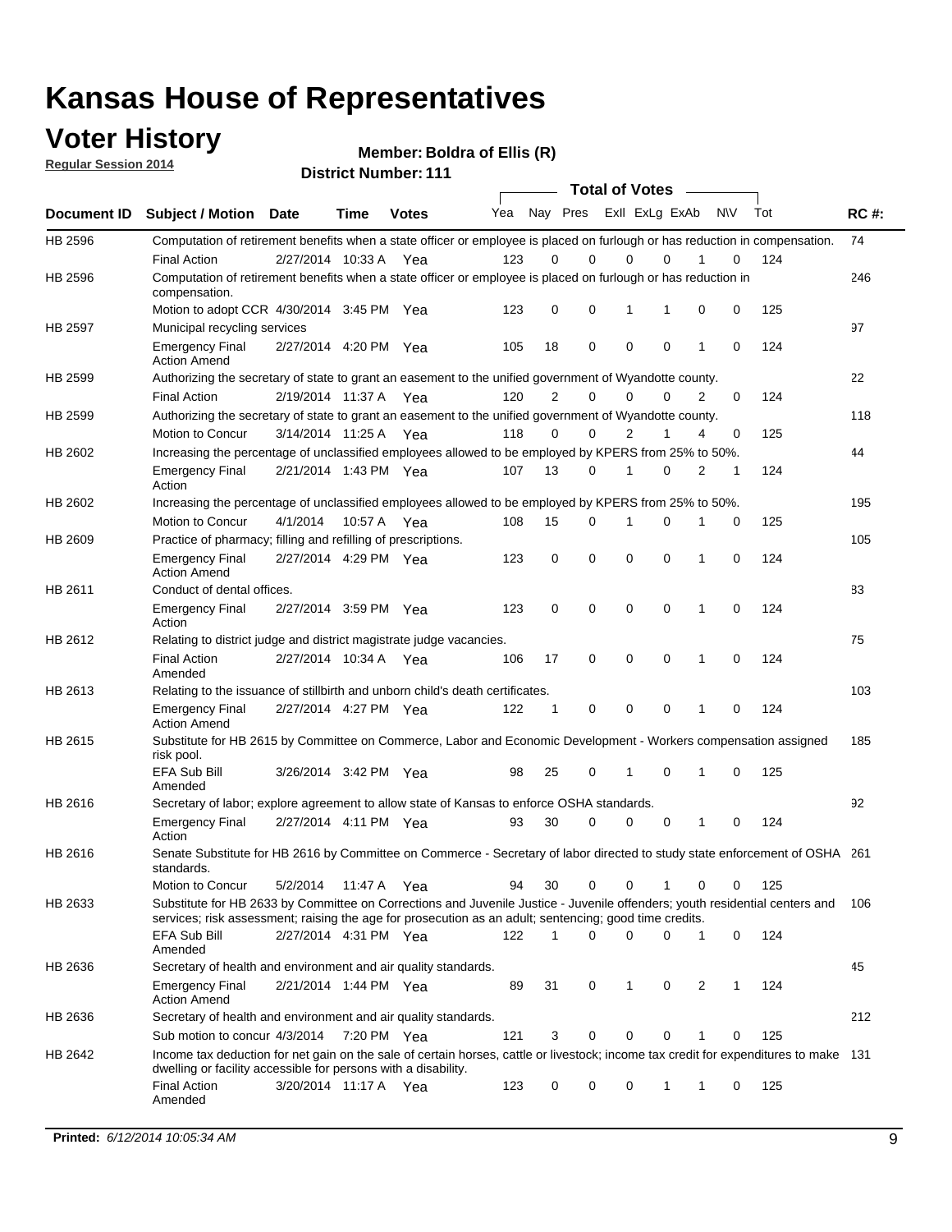# Kansas House of Representatives

## Voter History

**Regular Session 2014**

**Member: Boldra of Ellis (R)**

**District Number: 111**

| Document ID | Subject / Motion | Date | Time | Votes | Yea | Nay | Pres | ExII | ExLg | ExAb | N\V | Tot | RC #: |
|---|---|---|---|---|---|---|---|---|---|---|---|---|---|
| HB 2596 | Computation of retirement benefits when a state officer or employee is placed on furlough or has reduction in compensation. | | | | | | | | | | | | 74 |
| | Final Action | 2/27/2014 | 10:33 A | Yea | 123 | 0 | 0 | 0 | 0 | 1 | 0 | 124 | |
| HB 2596 | Computation of retirement benefits when a state officer or employee is placed on furlough or has reduction in compensation. | | | | | | | | | | | | 246 |
| | Motion to adopt CCR | 4/30/2014 | 3:45 PM | Yea | 123 | 0 | 0 | 1 | 1 | 0 | 0 | 125 | |
| HB 2597 | Municipal recycling services | | | | | | | | | | | | 97 |
| | Emergency Final Action Amend | 2/27/2014 | 4:20 PM | Yea | 105 | 18 | 0 | 0 | 0 | 1 | 0 | 124 | |
| HB 2599 | Authorizing the secretary of state to grant an easement to the unified government of Wyandotte county. | | | | | | | | | | | | 22 |
| | Final Action | 2/19/2014 | 11:37 A | Yea | 120 | 2 | 0 | 0 | 0 | 2 | 0 | 124 | |
| HB 2599 | Authorizing the secretary of state to grant an easement to the unified government of Wyandotte county. | | | | | | | | | | | | 118 |
| | Motion to Concur | 3/14/2014 | 11:25 A | Yea | 118 | 0 | 0 | 2 | 1 | 4 | 0 | 125 | |
| HB 2602 | Increasing the percentage of unclassified employees allowed to be employed by KPERS from 25% to 50%. | | | | | | | | | | | | 44 |
| | Emergency Final Action | 2/21/2014 | 1:43 PM | Yea | 107 | 13 | 0 | 1 | 0 | 2 | 1 | 124 | |
| HB 2602 | Increasing the percentage of unclassified employees allowed to be employed by KPERS from 25% to 50%. | | | | | | | | | | | | 195 |
| | Motion to Concur | 4/1/2014 | 10:57 A | Yea | 108 | 15 | 0 | 1 | 0 | 1 | 0 | 125 | |
| HB 2609 | Practice of pharmacy; filling and refilling of prescriptions. | | | | | | | | | | | | 105 |
| | Emergency Final Action Amend | 2/27/2014 | 4:29 PM | Yea | 123 | 0 | 0 | 0 | 0 | 1 | 0 | 124 | |
| HB 2611 | Conduct of dental offices. | | | | | | | | | | | | 83 |
| | Emergency Final Action | 2/27/2014 | 3:59 PM | Yea | 123 | 0 | 0 | 0 | 0 | 1 | 0 | 124 | |
| HB 2612 | Relating to district judge and district magistrate judge vacancies. | | | | | | | | | | | | 75 |
| | Final Action Amended | 2/27/2014 | 10:34 A | Yea | 106 | 17 | 0 | 0 | 0 | 1 | 0 | 124 | |
| HB 2613 | Relating to the issuance of stillbirth and unborn child's death certificates. | | | | | | | | | | | | 103 |
| | Emergency Final Action Amend | 2/27/2014 | 4:27 PM | Yea | 122 | 1 | 0 | 0 | 0 | 1 | 0 | 124 | |
| HB 2615 | Substitute for HB 2615 by Committee on Commerce, Labor and Economic Development - Workers compensation assigned risk pool. | | | | | | | | | | | | 185 |
| | EFA Sub Bill Amended | 3/26/2014 | 3:42 PM | Yea | 98 | 25 | 0 | 1 | 0 | 1 | 0 | 125 | |
| HB 2616 | Secretary of labor; explore agreement to allow state of Kansas to enforce OSHA standards. | | | | | | | | | | | | 92 |
| | Emergency Final Action | 2/27/2014 | 4:11 PM | Yea | 93 | 30 | 0 | 0 | 0 | 1 | 0 | 124 | |
| HB 2616 | Senate Substitute for HB 2616 by Committee on Commerce - Secretary of labor directed to study state enforcement of OSHA standards. | | | | | | | | | | | | 261 |
| | Motion to Concur | 5/2/2014 | 11:47 A | Yea | 94 | 30 | 0 | 0 | 1 | 0 | 0 | 125 | |
| HB 2633 | Substitute for HB 2633 by Committee on Corrections and Juvenile Justice - Juvenile offenders; youth residential centers and services; risk assessment; raising the age for prosecution as an adult; sentencing; good time credits. | | | | | | | | | | | | 106 |
| | EFA Sub Bill Amended | 2/27/2014 | 4:31 PM | Yea | 122 | 1 | 0 | 0 | 0 | 1 | 0 | 124 | |
| HB 2636 | Secretary of health and environment and air quality standards. | | | | | | | | | | | | 45 |
| | Emergency Final Action Amend | 2/21/2014 | 1:44 PM | Yea | 89 | 31 | 0 | 1 | 0 | 2 | 1 | 124 | |
| HB 2636 | Secretary of health and environment and air quality standards. | | | | | | | | | | | | 212 |
| | Sub motion to concur | 4/3/2014 | 7:20 PM | Yea | 121 | 3 | 0 | 0 | 0 | 1 | 0 | 125 | |
| HB 2642 | Income tax deduction for net gain on the sale of certain horses, cattle or livestock; income tax credit for expenditures to make dwelling or facility accessible for persons with a disability. | | | | | | | | | | | | 131 |
| | Final Action Amended | 3/20/2014 | 11:17 A | Yea | 123 | 0 | 0 | 0 | 1 | 1 | 0 | 125 | |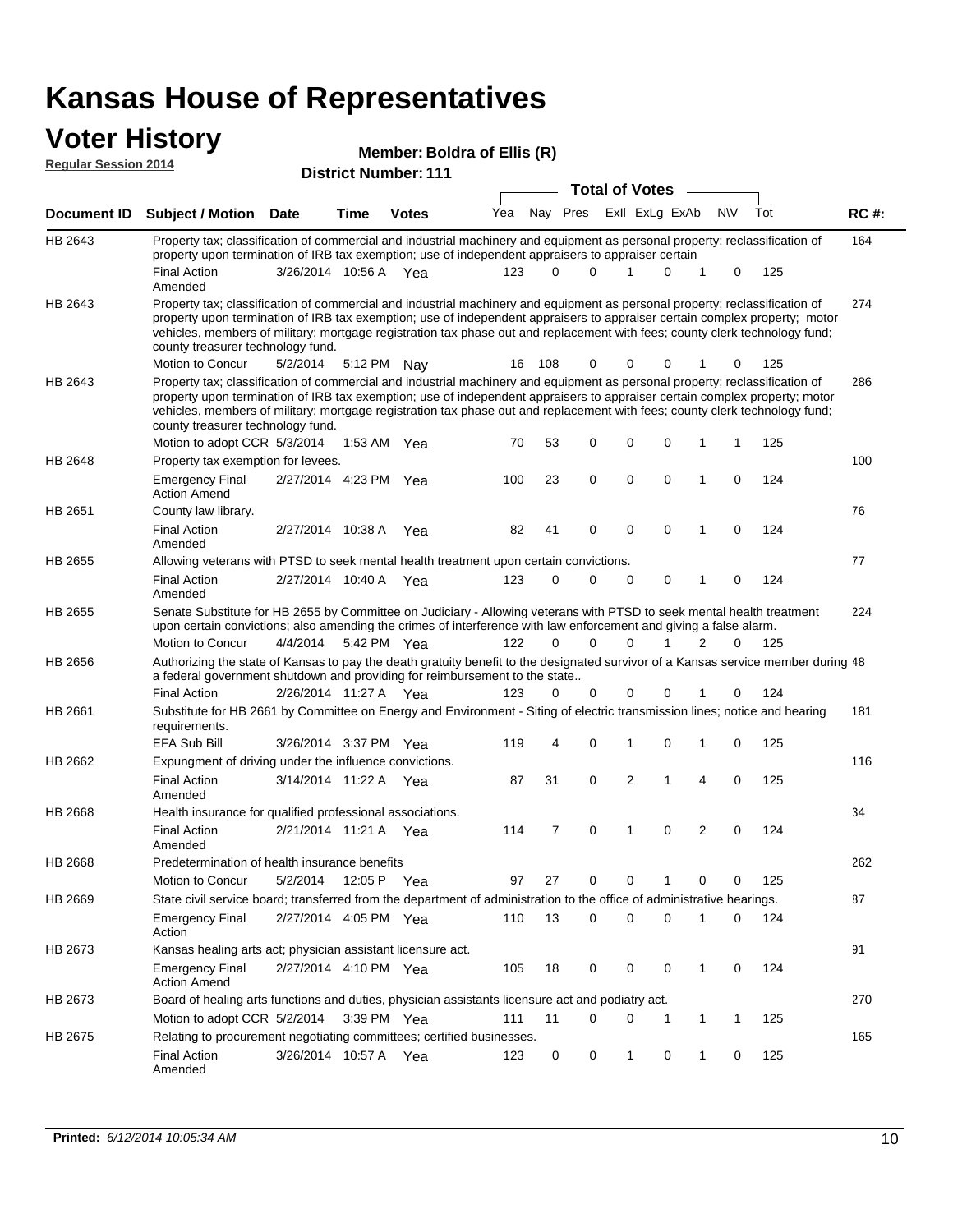# Kansas House of Representatives

## Voter History

**Regular Session 2014**

**Member: Boldra of Ellis (R)**

**District Number: 111**

| Document ID | Subject / Motion | Date | Time | Votes | Yea | Nay | Pres | ExII | ExLg | ExAb | N\V | Tot | RC #: |
|---|---|---|---|---|---|---|---|---|---|---|---|---|---|
| HB 2643 | Property tax; classification of commercial and industrial machinery and equipment as personal property; reclassification of property upon termination of IRB tax exemption; use of independent appraisers to appraiser certain | | | | | | | | | | | | 164 |
| | Final Action Amended | 3/26/2014 | 10:56 A | Yea | 123 | 0 | 0 | 1 | 0 | 1 | 0 | 125 | |
| HB 2643 | Property tax; classification of commercial and industrial machinery and equipment as personal property; reclassification of property upon termination of IRB tax exemption; use of independent appraisers to appraiser certain complex property; motor vehicles, members of military; mortgage registration tax phase out and replacement with fees; county clerk technology fund; county treasurer technology fund. | | | | | | | | | | | | 274 |
| | Motion to Concur | 5/2/2014 | 5:12 PM | Nay | 16 | 108 | 0 | 0 | 0 | 1 | 0 | 125 | |
| HB 2643 | Property tax; classification of commercial and industrial machinery and equipment as personal property; reclassification of property upon termination of IRB tax exemption; use of independent appraisers to appraiser certain complex property; motor vehicles, members of military; mortgage registration tax phase out and replacement with fees; county clerk technology fund; county treasurer technology fund. | | | | | | | | | | | | 286 |
| | Motion to adopt CCR | 5/3/2014 | 1:53 AM | Yea | 70 | 53 | 0 | 0 | 0 | 1 | 1 | 125 | |
| HB 2648 | Property tax exemption for levees. | | | | | | | | | | | | 100 |
| | Emergency Final Action Amend | 2/27/2014 | 4:23 PM | Yea | 100 | 23 | 0 | 0 | 0 | 1 | 0 | 124 | |
| HB 2651 | County law library. | | | | | | | | | | | | 76 |
| | Final Action Amended | 2/27/2014 | 10:38 A | Yea | 82 | 41 | 0 | 0 | 0 | 1 | 0 | 124 | |
| HB 2655 | Allowing veterans with PTSD to seek mental health treatment upon certain convictions. | | | | | | | | | | | | 77 |
| | Final Action Amended | 2/27/2014 | 10:40 A | Yea | 123 | 0 | 0 | 0 | 0 | 1 | 0 | 124 | |
| HB 2655 | Senate Substitute for HB 2655 by Committee on Judiciary - Allowing veterans with PTSD to seek mental health treatment upon certain convictions; also amending the crimes of interference with law enforcement and giving a false alarm. | | | | | | | | | | | | 224 |
| | Motion to Concur | 4/4/2014 | 5:42 PM | Yea | 122 | 0 | 0 | 0 | 1 | 2 | 0 | 125 | |
| HB 2656 | Authorizing the state of Kansas to pay the death gratuity benefit to the designated survivor of a Kansas service member during a federal government shutdown and providing for reimbursement to the state.. | | | | | | | | | | | | 48 |
| | Final Action | 2/26/2014 | 11:27 A | Yea | 123 | 0 | 0 | 0 | 0 | 1 | 0 | 124 | |
| HB 2661 | Substitute for HB 2661 by Committee on Energy and Environment - Siting of electric transmission lines; notice and hearing requirements. | | | | | | | | | | | | 181 |
| | EFA Sub Bill | 3/26/2014 | 3:37 PM | Yea | 119 | 4 | 0 | 1 | 0 | 1 | 0 | 125 | |
| HB 2662 | Expungment of driving under the influence convictions. | | | | | | | | | | | | 116 |
| | Final Action Amended | 3/14/2014 | 11:22 A | Yea | 87 | 31 | 0 | 2 | 1 | 4 | 0 | 125 | |
| HB 2668 | Health insurance for qualified professional associations. | | | | | | | | | | | | 34 |
| | Final Action Amended | 2/21/2014 | 11:21 A | Yea | 114 | 7 | 0 | 1 | 0 | 2 | 0 | 124 | |
| HB 2668 | Predetermination of health insurance benefits | | | | | | | | | | | | 262 |
| | Motion to Concur | 5/2/2014 | 12:05 P | Yea | 97 | 27 | 0 | 0 | 1 | 0 | 0 | 125 | |
| HB 2669 | State civil service board; transferred from the department of administration to the office of administrative hearings. | | | | | | | | | | | | 87 |
| | Emergency Final Action | 2/27/2014 | 4:05 PM | Yea | 110 | 13 | 0 | 0 | 0 | 1 | 0 | 124 | |
| HB 2673 | Kansas healing arts act; physician assistant licensure act. | | | | | | | | | | | | 91 |
| | Emergency Final Action Amend | 2/27/2014 | 4:10 PM | Yea | 105 | 18 | 0 | 0 | 0 | 1 | 0 | 124 | |
| HB 2673 | Board of healing arts functions and duties, physician assistants licensure act and podiatry act. | | | | | | | | | | | | 270 |
| | Motion to adopt CCR | 5/2/2014 | 3:39 PM | Yea | 111 | 11 | 0 | 0 | 1 | 1 | 1 | 125 | |
| HB 2675 | Relating to procurement negotiating committees; certified businesses. | | | | | | | | | | | | 165 |
| | Final Action Amended | 3/26/2014 | 10:57 A | Yea | 123 | 0 | 0 | 1 | 0 | 1 | 0 | 125 | |

**Printed:** *6/12/2014 10:05:34 AM*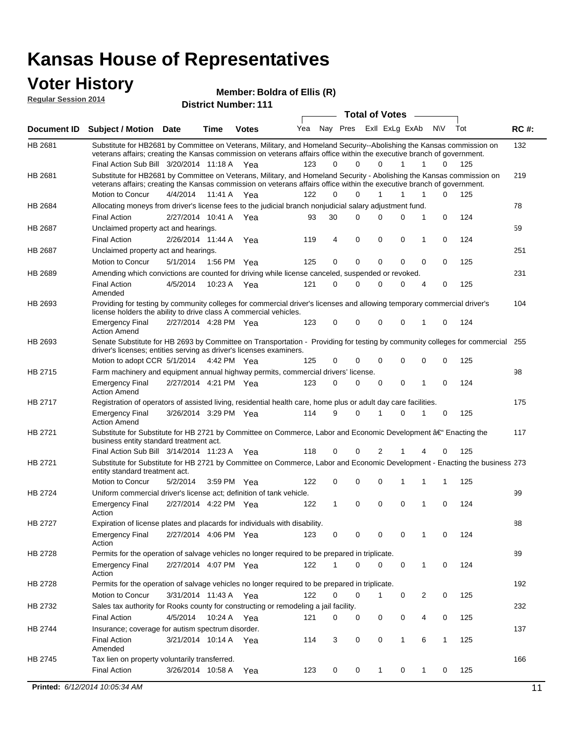# Kansas House of Representatives

## Voter History

**Regular Session 2014**

**Member: Boldra of Ellis (R)**

**District Number: 111**

| Document ID | Subject / Motion | Date | Time | Votes | Yea | Nay | Pres | ExII | ExLg | ExAb | N\V | Tot | RC #: |
|---|---|---|---|---|---|---|---|---|---|---|---|---|---|
| HB 2681 | Substitute for HB2681 by Committee on Veterans, Military, and Homeland Security--Abolishing the Kansas commission on veterans affairs; creating the Kansas commission on veterans affairs office within the executive branch of government. | | | | | | | | | | | | 132 |
| | Final Action Sub Bill | 3/20/2014 | 11:18 A | Yea | 123 | 0 | 0 | 0 | 1 | 1 | 0 | 125 | |
| HB 2681 | Substitute for HB2681 by Committee on Veterans, Military, and Homeland Security - Abolishing the Kansas commission on veterans affairs; creating the Kansas commission on veterans affairs office within the executive branch of government. | | | | | | | | | | | | 219 |
| | Motion to Concur | 4/4/2014 | 11:41 A | Yea | 122 | 0 | 0 | 1 | 1 | 1 | 0 | 125 | |
| HB 2684 | Allocating moneys from driver's license fees to the judicial branch nonjudicial salary adjustment fund. | | | | | | | | | | | | 78 |
| | Final Action | 2/27/2014 | 10:41 A | Yea | 93 | 30 | 0 | 0 | 0 | 1 | 0 | 124 | |
| HB 2687 | Unclaimed property act and hearings. | | | | | | | | | | | | 59 |
| | Final Action | 2/26/2014 | 11:44 A | Yea | 119 | 4 | 0 | 0 | 0 | 1 | 0 | 124 | |
| HB 2687 | Unclaimed property act and hearings. | | | | | | | | | | | | 251 |
| | Motion to Concur | 5/1/2014 | 1:56 PM | Yea | 125 | 0 | 0 | 0 | 0 | 0 | 0 | 125 | |
| HB 2689 | Amending which convictions are counted for driving while license canceled, suspended or revoked. | | | | | | | | | | | | 231 |
| | Final Action Amended | 4/5/2014 | 10:23 A | Yea | 121 | 0 | 0 | 0 | 0 | 4 | 0 | 125 | |
| HB 2693 | Providing for testing by community colleges for commercial driver's licenses and allowing temporary commercial driver's license holders the ability to drive class A commercial vehicles. | | | | | | | | | | | | 104 |
| | Emergency Final Action Amend | 2/27/2014 | 4:28 PM | Yea | 123 | 0 | 0 | 0 | 0 | 1 | 0 | 124 | |
| HB 2693 | Senate Substitute for HB 2693 by Committee on Transportation - Providing for testing by community colleges for commercial driver's licenses; entities serving as driver's licenses examiners. | | | | | | | | | | | | 255 |
| | Motion to adopt CCR | 5/1/2014 | 4:42 PM | Yea | 125 | 0 | 0 | 0 | 0 | 0 | 0 | 125 | |
| HB 2715 | Farm machinery and equipment annual highway permits, commercial drivers' license. | | | | | | | | | | | | 98 |
| | Emergency Final Action Amend | 2/27/2014 | 4:21 PM | Yea | 123 | 0 | 0 | 0 | 0 | 1 | 0 | 124 | |
| HB 2717 | Registration of operators of assisted living, residential health care, home plus or adult day care facilities. | | | | | | | | | | | | 175 |
| | Emergency Final Action Amend | 3/26/2014 | 3:29 PM | Yea | 114 | 9 | 0 | 1 | 0 | 1 | 0 | 125 | |
| HB 2721 | Substitute for Substitute for HB 2721 by Committee on Commerce, Labor and Economic Development â€" Enacting the business entity standard treatment act. | | | | | | | | | | | | 117 |
| | Final Action Sub Bill | 3/14/2014 | 11:23 A | Yea | 118 | 0 | 0 | 2 | 1 | 4 | 0 | 125 | |
| HB 2721 | Substitute for Substitute for HB 2721 by Committee on Commerce, Labor and Economic Development - Enacting the business entity standard treatment act. | | | | | | | | | | | | 273 |
| | Motion to Concur | 5/2/2014 | 3:59 PM | Yea | 122 | 0 | 0 | 0 | 1 | 1 | 1 | 125 | |
| HB 2724 | Uniform commercial driver's license act; definition of tank vehicle. | | | | | | | | | | | | 99 |
| | Emergency Final Action | 2/27/2014 | 4:22 PM | Yea | 122 | 1 | 0 | 0 | 0 | 1 | 0 | 124 | |
| HB 2727 | Expiration of license plates and placards for individuals with disability. | | | | | | | | | | | | 88 |
| | Emergency Final Action | 2/27/2014 | 4:06 PM | Yea | 123 | 0 | 0 | 0 | 0 | 1 | 0 | 124 | |
| HB 2728 | Permits for the operation of salvage vehicles no longer required to be prepared in triplicate. | | | | | | | | | | | | 89 |
| | Emergency Final Action | 2/27/2014 | 4:07 PM | Yea | 122 | 1 | 0 | 0 | 0 | 1 | 0 | 124 | |
| HB 2728 | Permits for the operation of salvage vehicles no longer required to be prepared in triplicate. | | | | | | | | | | | | 192 |
| | Motion to Concur | 3/31/2014 | 11:43 A | Yea | 122 | 0 | 0 | 1 | 0 | 2 | 0 | 125 | |
| HB 2732 | Sales tax authority for Rooks county for constructing or remodeling a jail facility. | | | | | | | | | | | | 232 |
| | Final Action | 4/5/2014 | 10:24 A | Yea | 121 | 0 | 0 | 0 | 0 | 4 | 0 | 125 | |
| HB 2744 | Insurance; coverage for autism spectrum disorder. | | | | | | | | | | | | 137 |
| | Final Action Amended | 3/21/2014 | 10:14 A | Yea | 114 | 3 | 0 | 0 | 1 | 6 | 1 | 125 | |
| HB 2745 | Tax lien on property voluntarily transferred. | | | | | | | | | | | | 166 |
| | Final Action | 3/26/2014 | 10:58 A | Yea | 123 | 0 | 0 | 1 | 0 | 1 | 0 | 125 | |

**Printed:** *6/12/2014 10:05:34 AM*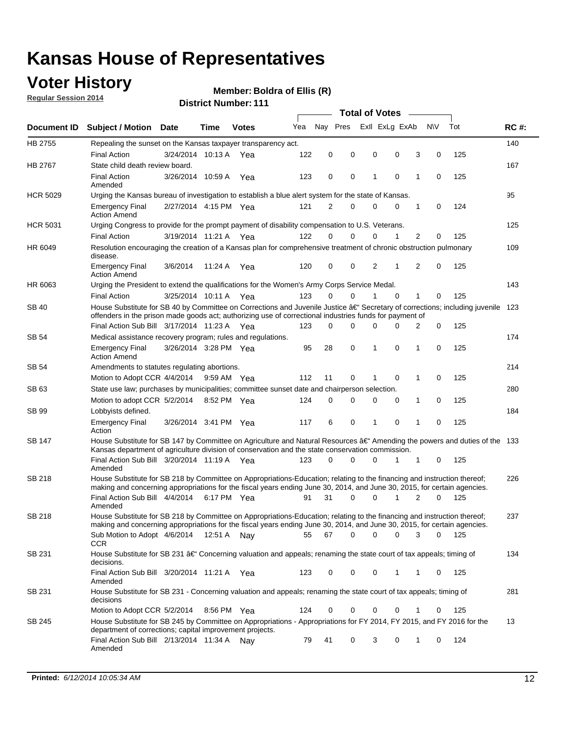# Kansas House of Representatives

## Voter History

**Regular Session 2014**

**Member: Boldra of Ellis (R)**

**District Number: 111**

| Document ID | Subject / Motion | Date | Time | Votes | Yea | Nay | Pres | ExII | ExLg | ExAb | N\V | Tot | RC #: |
|---|---|---|---|---|---|---|---|---|---|---|---|---|---|
| HB 2755 | Repealing the sunset on the Kansas taxpayer transparency act. | | | | | | | | | | | | 140 |
| | Final Action | 3/24/2014 | 10:13 A | Yea | 122 | 0 | 0 | 0 | 0 | 3 | 0 | 125 | |
| HB 2767 | State child death review board. | | | | | | | | | | | | 167 |
| | Final Action Amended | 3/26/2014 | 10:59 A | Yea | 123 | 0 | 0 | 1 | 0 | 1 | 0 | 125 | |
| HCR 5029 | Urging the Kansas bureau of investigation to establish a blue alert system for the state of Kansas. | | | | | | | | | | | | 95 |
| | Emergency Final Action Amend | 2/27/2014 | 4:15 PM | Yea | 121 | 2 | 0 | 0 | 0 | 1 | 0 | 124 | |
| HCR 5031 | Urging Congress to provide for the prompt payment of disability compensation to U.S. Veterans. | | | | | | | | | | | | 125 |
| | Final Action | 3/19/2014 | 11:21 A | Yea | 122 | 0 | 0 | 0 | 1 | 2 | 0 | 125 | |
| HR 6049 | Resolution encouraging the creation of a Kansas plan for comprehensive treatment of chronic obstruction pulmonary disease. | | | | | | | | | | | | 109 |
| | Emergency Final Action Amend | 3/6/2014 | 11:24 A | Yea | 120 | 0 | 0 | 2 | 1 | 2 | 0 | 125 | |
| HR 6063 | Urging the President to extend the qualifications for the Women's Army Corps Service Medal. | | | | | | | | | | | | 143 |
| | Final Action | 3/25/2014 | 10:11 A | Yea | 123 | 0 | 0 | 1 | 0 | 1 | 0 | 125 | |
| SB 40 | House Substitute for SB 40 by Committee on Corrections and Juvenile Justice â€" Secretary of corrections; including juvenile offenders in the prison made goods act; authorizing use of correctional industries funds for payment of | | | | | | | | | | | | 123 |
| | Final Action Sub Bill | 3/17/2014 | 11:23 A | Yea | 123 | 0 | 0 | 0 | 0 | 2 | 0 | 125 | |
| SB 54 | Medical assistance recovery program; rules and regulations. | | | | | | | | | | | | 174 |
| | Emergency Final Action Amend | 3/26/2014 | 3:28 PM | Yea | 95 | 28 | 0 | 1 | 0 | 1 | 0 | 125 | |
| SB 54 | Amendments to statutes regulating abortions. | | | | | | | | | | | | 214 |
| | Motion to Adopt CCR | 4/4/2014 | 9:59 AM | Yea | 112 | 11 | 0 | 1 | 0 | 1 | 0 | 125 | |
| SB 63 | State use law; purchases by municipalities; committee sunset date and chairperson selection. | | | | | | | | | | | | 280 |
| | Motion to adopt CCR | 5/2/2014 | 8:52 PM | Yea | 124 | 0 | 0 | 0 | 0 | 1 | 0 | 125 | |
| SB 99 | Lobbyists defined. | | | | | | | | | | | | 184 |
| | Emergency Final Action | 3/26/2014 | 3:41 PM | Yea | 117 | 6 | 0 | 1 | 0 | 1 | 0 | 125 | |
| SB 147 | House Substitute for SB 147 by Committee on Agriculture and Natural Resources â€" Amending the powers and duties of the Kansas department of agriculture division of conservation and the state conservation commission. | | | | | | | | | | | | 133 |
| | Final Action Sub Bill Amended | 3/20/2014 | 11:19 A | Yea | 123 | 0 | 0 | 0 | 1 | 1 | 0 | 125 | |
| SB 218 | House Substitute for SB 218 by Committee on Appropriations-Education; relating to the financing and instruction thereof; making and concerning appropriations for the fiscal years ending June 30, 2014, and June 30, 2015, for certain agencies. | | | | | | | | | | | | 226 |
| | Final Action Sub Bill Amended | 4/4/2014 | 6:17 PM | Yea | 91 | 31 | 0 | 0 | 1 | 2 | 0 | 125 | |
| SB 218 | House Substitute for SB 218 by Committee on Appropriations-Education; relating to the financing and instruction thereof; making and concerning appropriations for the fiscal years ending June 30, 2014, and June 30, 2015, for certain agencies. | | | | | | | | | | | | 237 |
| | Sub Motion to Adopt CCR | 4/6/2014 | 12:51 A | Nay | 55 | 67 | 0 | 0 | 0 | 3 | 0 | 125 | |
| SB 231 | House Substitute for SB 231 â€" Concerning valuation and appeals; renaming the state court of tax appeals; timing of decisions. | | | | | | | | | | | | 134 |
| | Final Action Sub Bill Amended | 3/20/2014 | 11:21 A | Yea | 123 | 0 | 0 | 0 | 1 | 1 | 0 | 125 | |
| SB 231 | House Substitute for SB 231 - Concerning valuation and appeals; renaming the state court of tax appeals; timing of decisions | | | | | | | | | | | | 281 |
| | Motion to Adopt CCR | 5/2/2014 | 8:56 PM | Yea | 124 | 0 | 0 | 0 | 0 | 1 | 0 | 125 | |
| SB 245 | House Substitute for SB 245 by Committee on Appropriations - Appropriations for FY 2014, FY 2015, and FY 2016 for the department of corrections; capital improvement projects. | | | | | | | | | | | | 13 |
| | Final Action Sub Bill Amended | 2/13/2014 | 11:34 A | Nay | 79 | 41 | 0 | 3 | 0 | 1 | 0 | 124 | |

**Printed:** *6/12/2014 10:05:34 AM*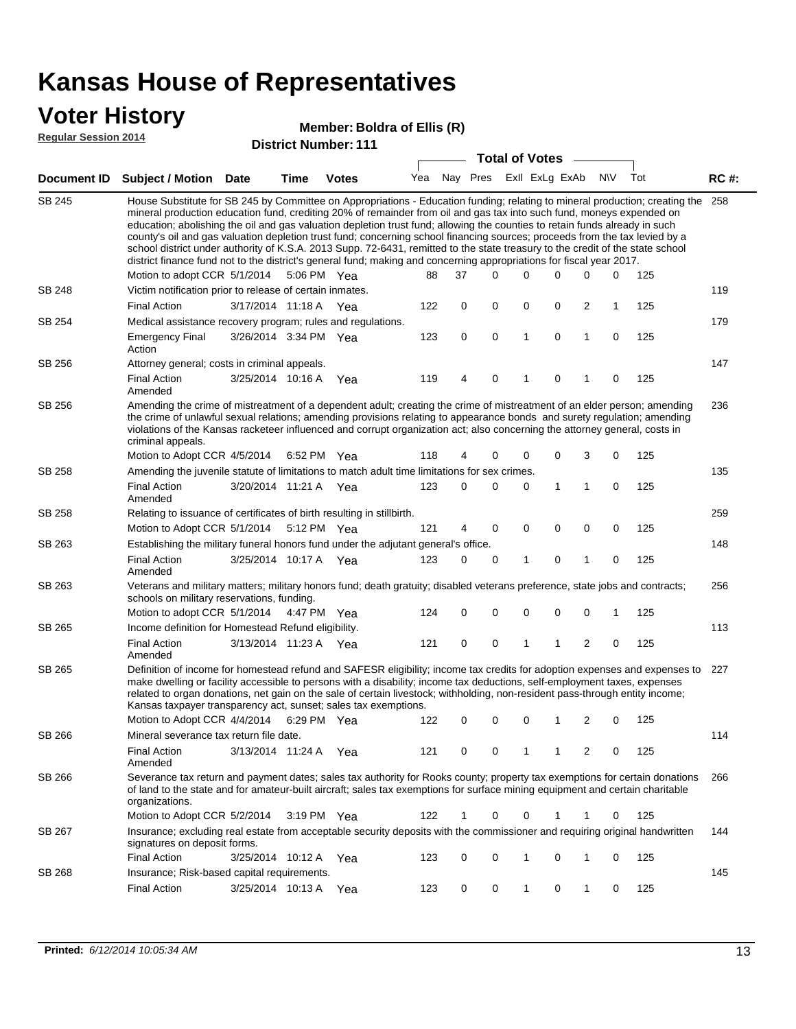# Kansas House of Representatives

## Voter History

**Regular Session 2014**

**Member: Boldra of Ellis (R)**

**District Number: 111**

| Document ID | Subject / Motion | Date | Time | Votes | Yea | Nay | Pres | ExII | ExLg | ExAb | N\V | Tot | RC #: |
|---|---|---|---|---|---|---|---|---|---|---|---|---|---|
| SB 245 | House Substitute for SB 245 by Committee on Appropriations - Education funding; relating to mineral production; creating the mineral production education fund, crediting 20% of remainder from oil and gas tax into such fund, moneys expended on education; abolishing the oil and gas valuation depletion trust fund; allowing the counties to retain funds already in such county's oil and gas valuation depletion trust fund; concerning school financing sources; proceeds from the tax levied by a school district under authority of K.S.A. 2013 Supp. 72-6431, remitted to the state treasury to the credit of the state school district finance fund not to the district's general fund; making and concerning appropriations for fiscal year 2017. | | | | | | | | | | | | 258 |
| | Motion to adopt CCR | 5/1/2014 | 5:06 PM | Yea | 88 | 37 | 0 | 0 | 0 | 0 | 0 | 125 | |
| SB 248 | Victim notification prior to release of certain inmates. | | | | | | | | | | | | 119 |
| | Final Action | 3/17/2014 | 11:18 A | Yea | 122 | 0 | 0 | 0 | 0 | 2 | 1 | 125 | |
| SB 254 | Medical assistance recovery program; rules and regulations. | | | | | | | | | | | | 179 |
| | Emergency Final Action | 3/26/2014 | 3:34 PM | Yea | 123 | 0 | 0 | 1 | 0 | 1 | 0 | 125 | |
| SB 256 | Attorney general; costs in criminal appeals. | | | | | | | | | | | | 147 |
| | Final Action Amended | 3/25/2014 | 10:16 A | Yea | 119 | 4 | 0 | 1 | 0 | 1 | 0 | 125 | |
| SB 256 | Amending the crime of mistreatment of a dependent adult; creating the crime of mistreatment of an elder person; amending the crime of unlawful sexual relations; amending provisions relating to appearance bonds and surety regulation; amending violations of the Kansas racketeer influenced and corrupt organization act; also concerning the attorney general, costs in criminal appeals. | | | | | | | | | | | | 236 |
| | Motion to Adopt CCR | 4/5/2014 | 6:52 PM | Yea | 118 | 4 | 0 | 0 | 0 | 3 | 0 | 125 | |
| SB 258 | Amending the juvenile statute of limitations to match adult time limitations for sex crimes. | | | | | | | | | | | | 135 |
| | Final Action Amended | 3/20/2014 | 11:21 A | Yea | 123 | 0 | 0 | 0 | 1 | 1 | 0 | 125 | |
| SB 258 | Relating to issuance of certificates of birth resulting in stillbirth. | | | | | | | | | | | | 259 |
| | Motion to Adopt CCR | 5/1/2014 | 5:12 PM | Yea | 121 | 4 | 0 | 0 | 0 | 0 | 0 | 125 | |
| SB 263 | Establishing the military funeral honors fund under the adjutant general's office. | | | | | | | | | | | | 148 |
| | Final Action Amended | 3/25/2014 | 10:17 A | Yea | 123 | 0 | 0 | 1 | 0 | 1 | 0 | 125 | |
| SB 263 | Veterans and military matters; military honors fund; death gratuity; disabled veterans preference, state jobs and contracts; schools on military reservations, funding. | | | | | | | | | | | | 256 |
| | Motion to adopt CCR | 5/1/2014 | 4:47 PM | Yea | 124 | 0 | 0 | 0 | 0 | 0 | 1 | 125 | |
| SB 265 | Income definition for Homestead Refund eligibility. | | | | | | | | | | | | 113 |
| | Final Action Amended | 3/13/2014 | 11:23 A | Yea | 121 | 0 | 0 | 1 | 1 | 2 | 0 | 125 | |
| SB 265 | Definition of income for homestead refund and SAFESR eligibility; income tax credits for adoption expenses and expenses to make dwelling or facility accessible to persons with a disability; income tax deductions, self-employment taxes, expenses related to organ donations, net gain on the sale of certain livestock; withholding, non-resident pass-through entity income; Kansas taxpayer transparency act, sunset; sales tax exemptions. | | | | | | | | | | | | 227 |
| | Motion to Adopt CCR | 4/4/2014 | 6:29 PM | Yea | 122 | 0 | 0 | 0 | 1 | 2 | 0 | 125 | |
| SB 266 | Mineral severance tax return file date. | | | | | | | | | | | | 114 |
| | Final Action Amended | 3/13/2014 | 11:24 A | Yea | 121 | 0 | 0 | 1 | 1 | 2 | 0 | 125 | |
| SB 266 | Severance tax return and payment dates; sales tax authority for Rooks county; property tax exemptions for certain donations of land to the state and for amateur-built aircraft; sales tax exemptions for surface mining equipment and certain charitable organizations. | | | | | | | | | | | | 266 |
| | Motion to Adopt CCR | 5/2/2014 | 3:19 PM | Yea | 122 | 1 | 0 | 0 | 1 | 1 | 0 | 125 | |
| SB 267 | Insurance; excluding real estate from acceptable security deposits with the commissioner and requiring original handwritten signatures on deposit forms. | | | | | | | | | | | | 144 |
| | Final Action | 3/25/2014 | 10:12 A | Yea | 123 | 0 | 0 | 1 | 0 | 1 | 0 | 125 | |
| SB 268 | Insurance; Risk-based capital requirements. | | | | | | | | | | | | 145 |
| | Final Action | 3/25/2014 | 10:13 A | Yea | 123 | 0 | 0 | 1 | 0 | 1 | 0 | 125 | |

**Printed:** *6/12/2014 10:05:34 AM*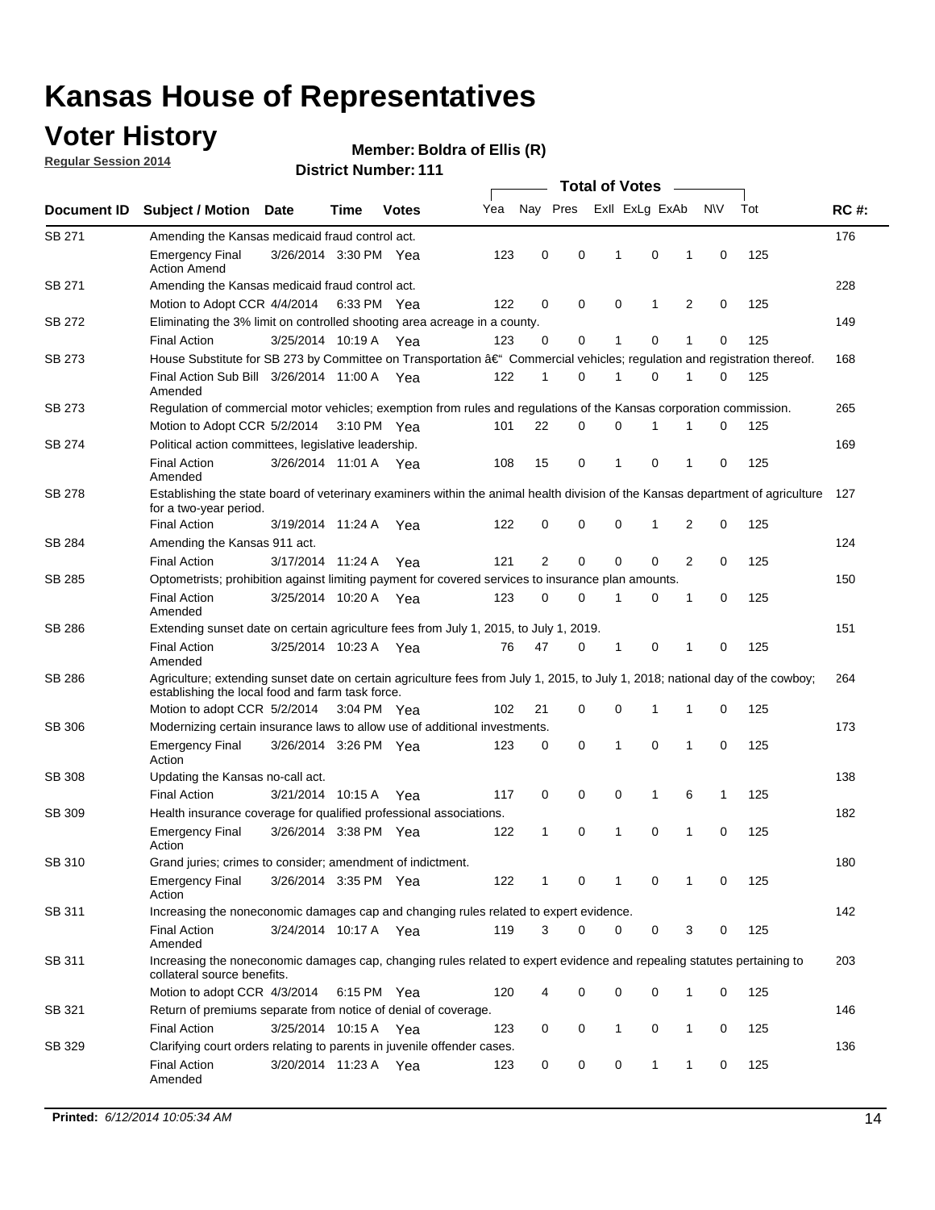# Kansas House of Representatives

## Voter History

**Regular Session 2014**

**Member: Boldra of Ellis (R)**

**District Number: 111**

| Document ID | Subject / Motion | Date | Time | Votes | Yea | Nay | Pres | ExlI | ExLg | ExAb | N\V | Tot | RC #: |
|---|---|---|---|---|---|---|---|---|---|---|---|---|---|
| SB 271 | Amending the Kansas medicaid fraud control act. | | | | | | | | | | | | 176 |
| | Emergency Final Action Amend | 3/26/2014 | 3:30 PM | Yea | 123 | 0 | 0 | 1 | 0 | 1 | 0 | 125 | |
| SB 271 | Amending the Kansas medicaid fraud control act. | | | | | | | | | | | | 228 |
| | Motion to Adopt CCR | 4/4/2014 | 6:33 PM | Yea | 122 | 0 | 0 | 0 | 1 | 2 | 0 | 125 | |
| SB 272 | Eliminating the 3% limit on controlled shooting area acreage in a county. | | | | | | | | | | | | 149 |
| | Final Action | 3/25/2014 | 10:19 A | Yea | 123 | 0 | 0 | 1 | 0 | 1 | 0 | 125 | |
| SB 273 | House Substitute for SB 273 by Committee on Transportation â€" Commercial vehicles; regulation and registration thereof. | | | | | | | | | | | | 168 |
| | Final Action Sub Bill Amended | 3/26/2014 | 11:00 A | Yea | 122 | 1 | 0 | 1 | 0 | 1 | 0 | 125 | |
| SB 273 | Regulation of commercial motor vehicles; exemption from rules and regulations of the Kansas corporation commission. | | | | | | | | | | | | 265 |
| | Motion to Adopt CCR | 5/2/2014 | 3:10 PM | Yea | 101 | 22 | 0 | 0 | 1 | 1 | 0 | 125 | |
| SB 274 | Political action committees, legislative leadership. | | | | | | | | | | | | 169 |
| | Final Action Amended | 3/26/2014 | 11:01 A | Yea | 108 | 15 | 0 | 1 | 0 | 1 | 0 | 125 | |
| SB 278 | Establishing the state board of veterinary examiners within the animal health division of the Kansas department of agriculture for a two-year period. | | | | | | | | | | | | 127 |
| | Final Action | 3/19/2014 | 11:24 A | Yea | 122 | 0 | 0 | 0 | 1 | 2 | 0 | 125 | |
| SB 284 | Amending the Kansas 911 act. | | | | | | | | | | | | 124 |
| | Final Action | 3/17/2014 | 11:24 A | Yea | 121 | 2 | 0 | 0 | 0 | 2 | 0 | 125 | |
| SB 285 | Optometrists; prohibition against limiting payment for covered services to insurance plan amounts. | | | | | | | | | | | | 150 |
| | Final Action Amended | 3/25/2014 | 10:20 A | Yea | 123 | 0 | 0 | 1 | 0 | 1 | 0 | 125 | |
| SB 286 | Extending sunset date on certain agriculture fees from July 1, 2015, to July 1, 2019. | | | | | | | | | | | | 151 |
| | Final Action Amended | 3/25/2014 | 10:23 A | Yea | 76 | 47 | 0 | 1 | 0 | 1 | 0 | 125 | |
| SB 286 | Agriculture; extending sunset date on certain agriculture fees from July 1, 2015, to July 1, 2018; national day of the cowboy; establishing the local food and farm task force. | | | | | | | | | | | | 264 |
| | Motion to adopt CCR | 5/2/2014 | 3:04 PM | Yea | 102 | 21 | 0 | 0 | 1 | 1 | 0 | 125 | |
| SB 306 | Modernizing certain insurance laws to allow use of additional investments. | | | | | | | | | | | | 173 |
| | Emergency Final Action | 3/26/2014 | 3:26 PM | Yea | 123 | 0 | 0 | 1 | 0 | 1 | 0 | 125 | |
| SB 308 | Updating the Kansas no-call act. | | | | | | | | | | | | 138 |
| | Final Action | 3/21/2014 | 10:15 A | Yea | 117 | 0 | 0 | 0 | 1 | 6 | 1 | 125 | |
| SB 309 | Health insurance coverage for qualified professional associations. | | | | | | | | | | | | 182 |
| | Emergency Final Action | 3/26/2014 | 3:38 PM | Yea | 122 | 1 | 0 | 1 | 0 | 1 | 0 | 125 | |
| SB 310 | Grand juries; crimes to consider; amendment of indictment. | | | | | | | | | | | | 180 |
| | Emergency Final Action | 3/26/2014 | 3:35 PM | Yea | 122 | 1 | 0 | 1 | 0 | 1 | 0 | 125 | |
| SB 311 | Increasing the noneconomic damages cap and changing rules related to expert evidence. | | | | | | | | | | | | 142 |
| | Final Action Amended | 3/24/2014 | 10:17 A | Yea | 119 | 3 | 0 | 0 | 0 | 3 | 0 | 125 | |
| SB 311 | Increasing the noneconomic damages cap, changing rules related to expert evidence and repealing statutes pertaining to collateral source benefits. | | | | | | | | | | | | 203 |
| | Motion to adopt CCR | 4/3/2014 | 6:15 PM | Yea | 120 | 4 | 0 | 0 | 0 | 1 | 0 | 125 | |
| SB 321 | Return of premiums separate from notice of denial of coverage. | | | | | | | | | | | | 146 |
| | Final Action | 3/25/2014 | 10:15 A | Yea | 123 | 0 | 0 | 1 | 0 | 1 | 0 | 125 | |
| SB 329 | Clarifying court orders relating to parents in juvenile offender cases. | | | | | | | | | | | | 136 |
| | Final Action Amended | 3/20/2014 | 11:23 A | Yea | 123 | 0 | 0 | 0 | 1 | 1 | 0 | 125 | |

**Printed:** *6/12/2014 10:05:34 AM*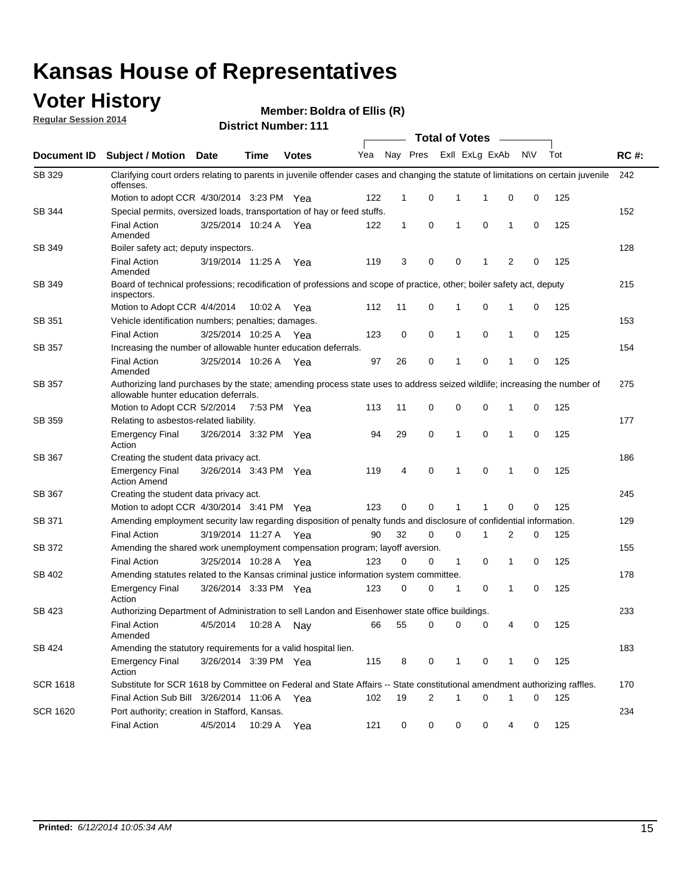# Kansas House of Representatives

## Voter History

**Regular Session 2014**

**Member: Boldra of Ellis (R)**

**District Number: 111**

| Document ID | Subject / Motion | Date | Time | Votes | Yea | Nay | Pres | ExII | ExLg | ExAb | N\V | Tot | RC #: |
|---|---|---|---|---|---|---|---|---|---|---|---|---|---|
| SB 329 | Clarifying court orders relating to parents in juvenile offender cases and changing the statute of limitations on certain juvenile offenses. | | | | | | | | | | | | 242 |
| | Motion to adopt CCR | 4/30/2014 | 3:23 PM | Yea | 122 | 1 | 0 | 1 | 1 | 0 | 0 | 125 | |
| SB 344 | Special permits, oversized loads, transportation of hay or feed stuffs. | | | | | | | | | | | | 152 |
| | Final Action Amended | 3/25/2014 | 10:24 A | Yea | 122 | 1 | 0 | 1 | 0 | 1 | 0 | 125 | |
| SB 349 | Boiler safety act; deputy inspectors. | | | | | | | | | | | | 128 |
| | Final Action Amended | 3/19/2014 | 11:25 A | Yea | 119 | 3 | 0 | 0 | 1 | 2 | 0 | 125 | |
| SB 349 | Board of technical professions; recodification of professions and scope of practice, other; boiler safety act, deputy inspectors. | | | | | | | | | | | | 215 |
| | Motion to Adopt CCR | 4/4/2014 | 10:02 A | Yea | 112 | 11 | 0 | 1 | 0 | 1 | 0 | 125 | |
| SB 351 | Vehicle identification numbers; penalties; damages. | | | | | | | | | | | | 153 |
| | Final Action | 3/25/2014 | 10:25 A | Yea | 123 | 0 | 0 | 1 | 0 | 1 | 0 | 125 | |
| SB 357 | Increasing the number of allowable hunter education deferrals. | | | | | | | | | | | | 154 |
| | Final Action Amended | 3/25/2014 | 10:26 A | Yea | 97 | 26 | 0 | 1 | 0 | 1 | 0 | 125 | |
| SB 357 | Authorizing land purchases by the state; amending process state uses to address seized wildlife; increasing the number of allowable hunter education deferrals. | | | | | | | | | | | | 275 |
| | Motion to Adopt CCR | 5/2/2014 | 7:53 PM | Yea | 113 | 11 | 0 | 0 | 0 | 1 | 0 | 125 | |
| SB 359 | Relating to asbestos-related liability. | | | | | | | | | | | | 177 |
| | Emergency Final Action | 3/26/2014 | 3:32 PM | Yea | 94 | 29 | 0 | 1 | 0 | 1 | 0 | 125 | |
| SB 367 | Creating the student data privacy act. | | | | | | | | | | | | 186 |
| | Emergency Final Action Amend | 3/26/2014 | 3:43 PM | Yea | 119 | 4 | 0 | 1 | 0 | 1 | 0 | 125 | |
| SB 367 | Creating the student data privacy act. | | | | | | | | | | | | 245 |
| | Motion to adopt CCR | 4/30/2014 | 3:41 PM | Yea | 123 | 0 | 0 | 1 | 1 | 0 | 0 | 125 | |
| SB 371 | Amending employment security law regarding disposition of penalty funds and disclosure of confidential information. | | | | | | | | | | | | 129 |
| | Final Action | 3/19/2014 | 11:27 A | Yea | 90 | 32 | 0 | 0 | 1 | 2 | 0 | 125 | |
| SB 372 | Amending the shared work unemployment compensation program; layoff aversion. | | | | | | | | | | | | 155 |
| | Final Action | 3/25/2014 | 10:28 A | Yea | 123 | 0 | 0 | 1 | 0 | 1 | 0 | 125 | |
| SB 402 | Amending statutes related to the Kansas criminal justice information system committee. | | | | | | | | | | | | 178 |
| | Emergency Final Action | 3/26/2014 | 3:33 PM | Yea | 123 | 0 | 0 | 1 | 0 | 1 | 0 | 125 | |
| SB 423 | Authorizing Department of Administration to sell Landon and Eisenhower state office buildings. | | | | | | | | | | | | 233 |
| | Final Action Amended | 4/5/2014 | 10:28 A | Nay | 66 | 55 | 0 | 0 | 0 | 4 | 0 | 125 | |
| SB 424 | Amending the statutory requirements for a valid hospital lien. | | | | | | | | | | | | 183 |
| | Emergency Final Action | 3/26/2014 | 3:39 PM | Yea | 115 | 8 | 0 | 1 | 0 | 1 | 0 | 125 | |
| SCR 1618 | Substitute for SCR 1618 by Committee on Federal and State Affairs -- State constitutional amendment authorizing raffles. | | | | | | | | | | | | 170 |
| | Final Action Sub Bill | 3/26/2014 | 11:06 A | Yea | 102 | 19 | 2 | 1 | 0 | 1 | 0 | 125 | |
| SCR 1620 | Port authority; creation in Stafford, Kansas. | | | | | | | | | | | | 234 |
| | Final Action | 4/5/2014 | 10:29 A | Yea | 121 | 0 | 0 | 0 | 0 | 4 | 0 | 125 | |

**Printed:** *6/12/2014 10:05:34 AM*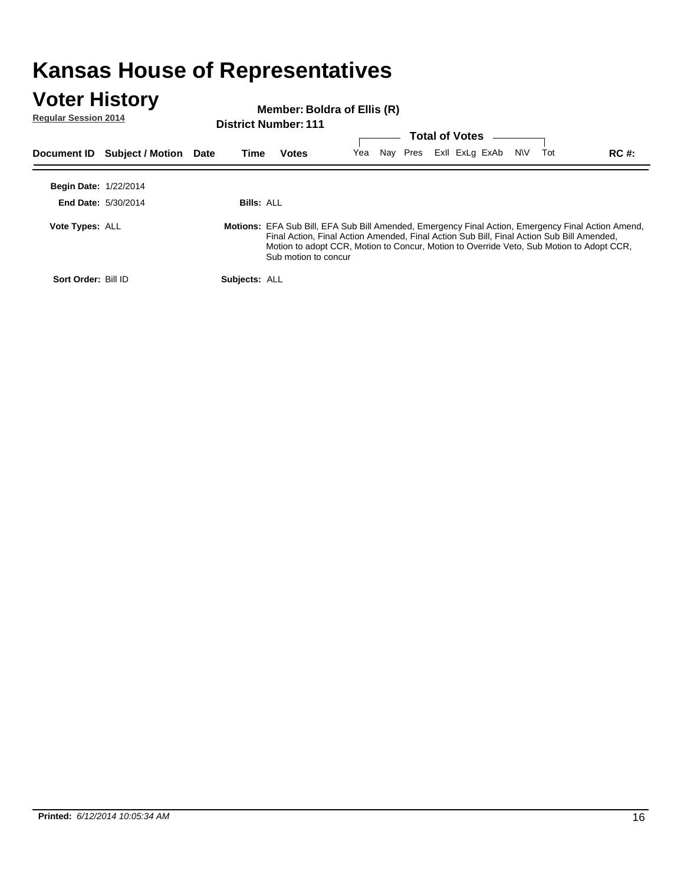# Kansas House of Representatives

## Voter History

**Regular Session 2014**

**Member: Boldra of Ellis (R)**

**District Number: 111**

| Document ID | Subject / Motion | Date | Time | Votes | Yea | Nay | Pres | ExII | ExLg | ExAb | N\V | Tot | RC #: |
|---|---|---|---|---|---|---|---|---|---|---|---|---|---|

**Begin Date:** 1/22/2014

**End Date:** 5/30/2014

**Bills:** ALL

**Vote Types:** ALL

**Motions:** EFA Sub Bill, EFA Sub Bill Amended, Emergency Final Action, Emergency Final Action Amend, Final Action, Final Action Amended, Final Action Sub Bill, Final Action Sub Bill Amended, Motion to adopt CCR, Motion to Concur, Motion to Override Veto, Sub Motion to Adopt CCR, Sub motion to concur

**Sort Order:** Bill ID

**Subjects:** ALL

**Printed:** *6/12/2014 10:05:34 AM*